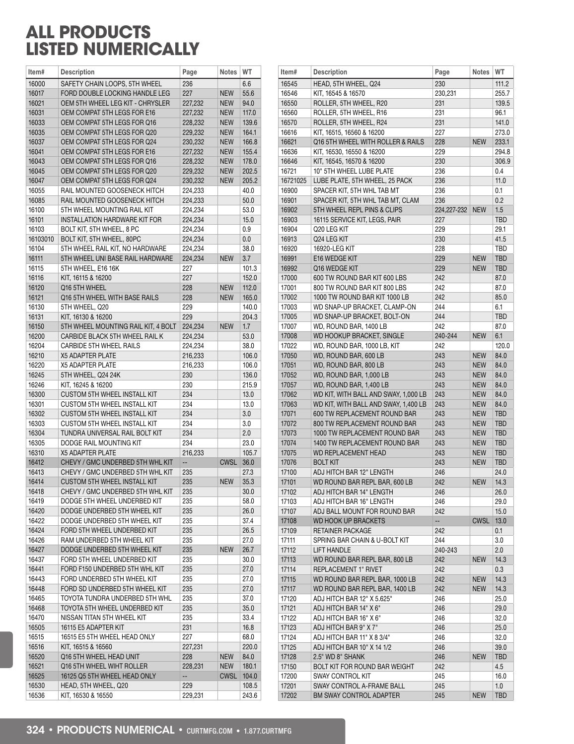# ALL PRODUCTS LISTED NUMERICALLY

| Item# | Description | Page | Notes | WT |
|---|---|---|---|---|
| 16000 | SAFETY CHAIN LOOPS, 5TH WHEEL | 236 | | 6.6 |
| 16017 | FORD DOUBLE LOCKING HANDLE LEG | 227 | NEW | 55.6 |
| 16021 | OEM 5TH WHEEL LEG KIT - CHRYSLER | 227,232 | NEW | 94.0 |
| 16031 | OEM COMPAT 5TH LEGS FOR E16 | 227,232 | NEW | 117.0 |
| 16033 | OEM COMPAT 5TH LEGS FOR Q16 | 228,232 | NEW | 139.6 |
| 16035 | OEM COMPAT 5TH LEGS FOR Q20 | 229,232 | NEW | 164.1 |
| 16037 | OEM COMPAT 5TH LEGS FOR Q24 | 230,232 | NEW | 166.8 |
| 16041 | OEM COMPAT 5TH LEGS FOR E16 | 227,232 | NEW | 155.4 |
| 16043 | OEM COMPAT 5TH LEGS FOR Q16 | 228,232 | NEW | 178.0 |
| 16045 | OEM COMPAT 5TH LEGS FOR Q20 | 229,232 | NEW | 202.5 |
| 16047 | OEM COMPAT 5TH LEGS FOR Q24 | 230,232 | NEW | 205.2 |
| 16055 | RAIL MOUNTED GOOSENECK HITCH | 224,233 | | 40.0 |
| 16085 | RAIL MOUNTED GOOSENECK HITCH | 224,233 | | 50.0 |
| 16100 | 5TH WHEEL MOUNTING RAIL KIT | 224,234 | | 53.0 |
| 16101 | INSTALLATION HARDWARE KIT FOR | 224,234 | | 15.0 |
| 16103 | BOLT KIT, 5TH WHEEL, 8 PC | 224,234 | | 0.9 |
| 16103010 | BOLT KIT, 5TH WHEEL, 80PC | 224,234 | | 0.0 |
| 16104 | 5TH WHEEL RAIL KIT, NO HARDWARE | 224,234 | | 38.0 |
| 16111 | 5TH WHEEL UNI BASE RAIL HARDWARE | 224,234 | NEW | 3.7 |
| 16115 | 5TH WHEEL, E16 16K | 227 | | 101.3 |
| 16116 | KIT, 16115 & 16200 | 227 | | 152.0 |
| 16120 | Q16 5TH WHEEL | 228 | NEW | 112.0 |
| 16121 | Q16 5TH WHEEL WITH BASE RAILS | 228 | NEW | 165.0 |
| 16130 | 5TH WHEEL, Q20 | 229 | | 140.0 |
| 16131 | KIT, 16130 & 16200 | 229 | | 204.3 |
| 16150 | 5TH WHEEL MOUNTING RAIL KIT, 4 BOLT | 224,234 | NEW | 1.7 |
| 16200 | CARBIDE BLACK 5TH WHEEL RAIL K | 224,234 | | 53.0 |
| 16204 | CARBIDE 5TH WHEEL RAILS | 224,234 | | 38.0 |
| 16210 | X5 ADAPTER PLATE | 216,233 | | 106.0 |
| 16220 | X5 ADAPTER PLATE | 216,233 | | 106.0 |
| 16245 | 5TH WHEEL, Q24 24K | 230 | | 136.0 |
| 16246 | KIT, 16245 & 16200 | 230 | | 215.9 |
| 16300 | CUSTOM 5TH WHEEL INSTALL KIT | 234 | | 13.0 |
| 16301 | CUSTOM 5TH WHEEL INSTALL KIT | 234 | | 13.0 |
| 16302 | CUSTOM 5TH WHEEL INSTALL KIT | 234 | | 3.0 |
| 16303 | CUSTOM 5TH WHEEL INSTALL KIT | 234 | | 3.0 |
| 16304 | TUNDRA UNIVERSAL RAIL BOLT KIT | 234 | | 2.0 |
| 16305 | DODGE RAIL MOUNTING KIT | 234 | | 23.0 |
| 16310 | X5 ADAPTER PLATE | 216,233 | | 105.7 |
| 16412 | CHEVY / GMC UNDERBED 5TH WHL KIT | -- | CWSL | 36.0 |
| 16413 | CHEVY / GMC UNDERBED 5TH WHL KIT | 235 | | 27.3 |
| 16414 | CUSTOM 5TH WHEEL INSTALL KIT | 235 | NEW | 35.3 |
| 16418 | CHEVY / GMC UNDERBED 5TH WHL KIT | 235 | | 30.0 |
| 16419 | DODGE 5TH WHEEL UNDERBED KIT | 235 | | 58.0 |
| 16420 | DODGE UNDERBED 5TH WHEEL KIT | 235 | | 26.0 |
| 16422 | DODGE UNDERBED 5TH WHEEL KIT | 235 | | 37.4 |
| 16424 | FORD 5TH WHEEL UNDERBED KIT | 235 | | 26.5 |
| 16426 | RAM UNDERBED 5TH WHEEL KIT | 235 | | 27.0 |
| 16427 | DODGE UNDERBED 5TH WHEEL KIT | 235 | NEW | 26.7 |
| 16437 | FORD 5TH WHEEL UNDERBED KIT | 235 | | 30.0 |
| 16441 | FORD F150 UNDERBED 5TH WHL KIT | 235 | | 27.0 |
| 16443 | FORD UNDERBED 5TH WHEEL KIT | 235 | | 27.0 |
| 16448 | FORD SD UNDERBED 5TH WHEEL KIT | 235 | | 27.0 |
| 16465 | TOYOTA TUNDRA UNDERBED 5TH WHL | 235 | | 37.0 |
| 16468 | TOYOTA 5TH WHEEL UNDERBED KIT | 235 | | 35.0 |
| 16470 | NISSAN TITAN 5TH WHEEL KIT | 235 | | 33.4 |
| 16505 | 16115 E5 ADAPTER KIT | 231 | | 16.8 |
| 16515 | 16515 E5 5TH WHEEL HEAD ONLY | 227 | | 68.0 |
| 16516 | KIT, 16515 & 16560 | 227,231 | | 220.0 |
| 16520 | Q16 5TH WHEEL HEAD UNIT | 228 | NEW | 84.0 |
| 16521 | Q16 5TH WHEEL WIHT ROLLER | 228,231 | NEW | 180.1 |
| 16525 | 16125 Q5 5TH WHEEL HEAD ONLY | -- | CWSL | 104.0 |
| 16530 | HEAD, 5TH WHEEL, Q20 | 229 | | 108.5 |
| 16536 | KIT, 16530 & 16550 | 229,231 | | 243.6 |
| 16545 | HEAD, 5TH WHEEL, Q24 | 230 | | 111.2 |
| 16546 | KIT, 16545 & 16570 | 230,231 | | 255.7 |
| 16550 | ROLLER, 5TH WHEEL, R20 | 231 | | 139.5 |
| 16560 | ROLLER, 5TH WHEEL, R16 | 231 | | 96.1 |
| 16570 | ROLLER, 5TH WHEEL, R24 | 231 | | 141.0 |
| 16616 | KIT, 16515, 16560 & 16200 | 227 | | 273.0 |
| 16621 | Q16 5TH WHEEL WITH ROLLER & RAILS | 228 | NEW | 233.1 |
| 16636 | KIT, 16530, 16550 & 16200 | 229 | | 294.8 |
| 16646 | KIT, 16545, 16570 & 16200 | 230 | | 306.9 |
| 16721 | 10" 5TH WHEEL LUBE PLATE | 236 | | 0.4 |
| 16721025 | LUBE PLATE, 5TH WHEEL, 25 PACK | 236 | | 11.0 |
| 16900 | SPACER KIT, 5TH WHL TAB MT | 236 | | 0.1 |
| 16901 | SPACER KIT, 5TH WHL TAB MT, CLAM | 236 | | 0.2 |
| 16902 | 5TH WHEEL REPL PINS & CLIPS | 224,227-232 | NEW | 1.5 |
| 16903 | 16115 SERVICE KIT, LEGS, PAIR | 227 | | TBD |
| 16904 | Q20 LEG KIT | 229 | | 29.1 |
| 16913 | Q24 LEG KIT | 230 | | 41.5 |
| 16920 | 16920-LEG KIT | 228 | | TBD |
| 16991 | E16 WEDGE KIT | 229 | NEW | TBD |
| 16992 | Q16 WEDGE KIT | 229 | NEW | TBD |
| 17000 | 600 TW ROUND BAR KIT 600 LBS | 242 | | 87.0 |
| 17001 | 800 TW ROUND BAR KIT 800 LBS | 242 | | 87.0 |
| 17002 | 1000 TW ROUND BAR KIT 1000 LB | 242 | | 85.0 |
| 17003 | WD SNAP-UP BRACKET, CLAMP-ON | 244 | | 6.1 |
| 17005 | WD SNAP-UP BRACKET, BOLT-ON | 244 | | TBD |
| 17007 | WD, ROUND BAR, 1400 LB | 242 | | 87.0 |
| 17008 | WD HOOKUP BRACKET, SINGLE | 240-244 | NEW | 6.1 |
| 17022 | WD, ROUND BAR, 1000 LB, KIT | 242 | | 120.0 |
| 17050 | WD, ROUND BAR, 600 LB | 243 | NEW | 84.0 |
| 17051 | WD, ROUND BAR, 800 LB | 243 | NEW | 84.0 |
| 17052 | WD, ROUND BAR, 1,000 LB | 243 | NEW | 84.0 |
| 17057 | WD, ROUND BAR, 1,400 LB | 243 | NEW | 84.0 |
| 17062 | WD KIT, WITH BALL AND SWAY, 1,000 LB | 243 | NEW | 84.0 |
| 17063 | WD KIT, WITH BALL AND SWAY, 1,400 LB | 243 | NEW | 84.0 |
| 17071 | 600 TW REPLACEMENT ROUND BAR | 243 | NEW | TBD |
| 17072 | 800 TW REPLACEMENT ROUND BAR | 243 | NEW | TBD |
| 17073 | 1000 TW REPLACEMENT ROUND BAR | 243 | NEW | TBD |
| 17074 | 1400 TW REPLACEMENT ROUND BAR | 243 | NEW | TBD |
| 17075 | WD REPLACEMENT HEAD | 243 | NEW | TBD |
| 17076 | BOLT KIT | 243 | NEW | TBD |
| 17100 | ADJ HITCH BAR 12" LENGTH | 246 | | 24.0 |
| 17101 | WD ROUND BAR REPL BAR, 600 LB | 242 | NEW | 14.3 |
| 17102 | ADJ HITCH BAR 14" LENGTH | 246 | | 26.0 |
| 17103 | ADJ HITCH BAR 16" LENGTH | 246 | | 29.0 |
| 17107 | ADJ BALL MOUNT FOR ROUND BAR | 242 | | 15.0 |
| 17108 | WD HOOK UP BRACKETS | -- | CWSL | 13.0 |
| 17109 | RETAINER PACKAGE | 242 | | 0.1 |
| 17111 | SPRING BAR CHAIN & U-BOLT KIT | 244 | | 3.0 |
| 17112 | LIFT HANDLE | 240-243 | | 2.0 |
| 17113 | WD ROUND BAR REPL BAR, 800 LB | 242 | NEW | 14.3 |
| 17114 | REPLACEMENT 1" RIVET | 242 | | 0.3 |
| 17115 | WD ROUND BAR REPL BAR, 1000 LB | 242 | NEW | 14.3 |
| 17117 | WD ROUND BAR REPL BAR, 1400 LB | 242 | NEW | 14.3 |
| 17120 | ADJ HITCH BAR 12" X 5.625" | 246 | | 25.0 |
| 17121 | ADJ HITCH BAR 14" X 6" | 246 | | 29.0 |
| 17122 | ADJ HITCH BAR 16" X 6" | 246 | | 32.0 |
| 17123 | ADJ HITCH BAR 9" X 7" | 246 | | 25.0 |
| 17124 | ADJ HITCH BAR 11" X 8 3/4" | 246 | | 32.0 |
| 17125 | ADJ HITCH BAR 10" X 14 1/2 | 246 | | 39.0 |
| 17128 | 2.5" WD 8" SHANK | 246 | NEW | TBD |
| 17150 | BOLT KIT FOR ROUND BAR WEIGHT | 242 | | 4.5 |
| 17200 | SWAY CONTROL KIT | 245 | | 16.0 |
| 17201 | SWAY CONTROL A-FRAME BALL | 245 | | 1.0 |
| 17202 | BM SWAY CONTROL ADAPTER | 245 | NEW | TBD |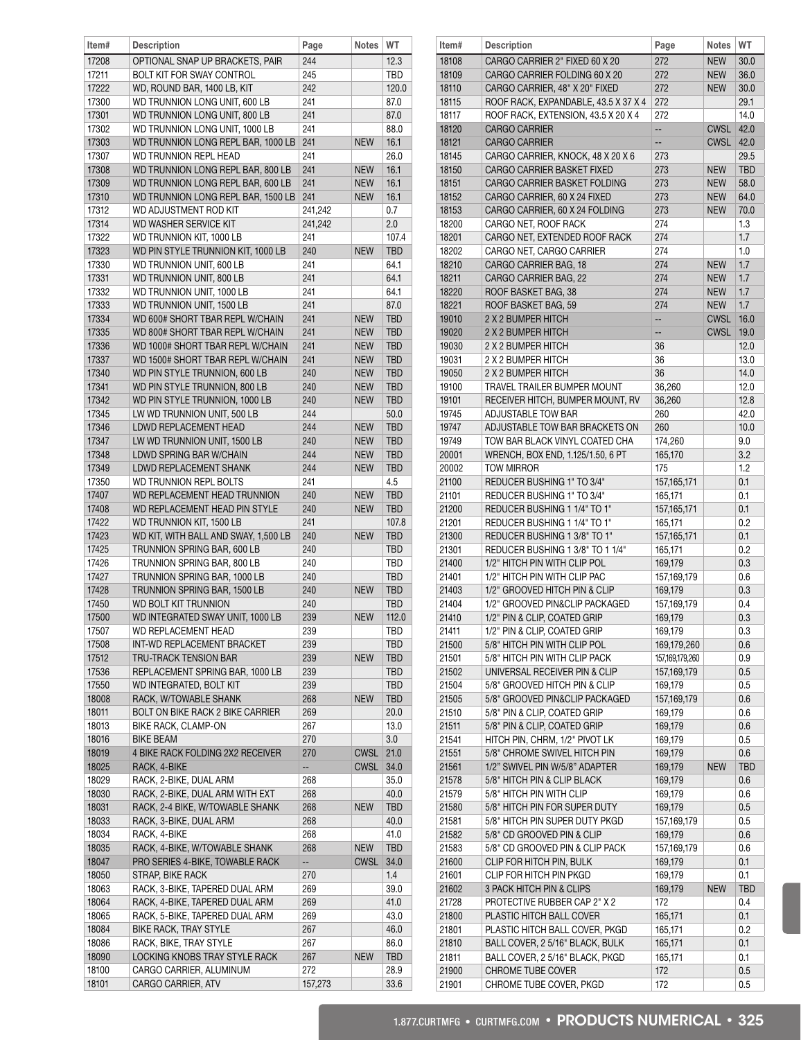| Item# | Description | Page | Notes | WT |
|---|---|---|---|---|
| 17208 | OPTIONAL SNAP UP BRACKETS, PAIR | 244 | | 12.3 |
| 17211 | BOLT KIT FOR SWAY CONTROL | 245 | | TBD |
| 17222 | WD, ROUND BAR, 1400 LB, KIT | 242 | | 120.0 |
| 17300 | WD TRUNNION LONG UNIT, 600 LB | 241 | | 87.0 |
| 17301 | WD TRUNNION LONG UNIT, 800 LB | 241 | | 87.0 |
| 17302 | WD TRUNNION LONG UNIT, 1000 LB | 241 | | 88.0 |
| 17303 | WD TRUNNION LONG REPL BAR, 1000 LB | 241 | NEW | 16.1 |
| 17307 | WD TRUNNION REPL HEAD | 241 | | 26.0 |
| 17308 | WD TRUNNION LONG REPL BAR, 800 LB | 241 | NEW | 16.1 |
| 17309 | WD TRUNNION LONG REPL BAR, 600 LB | 241 | NEW | 16.1 |
| 17310 | WD TRUNNION LONG REPL BAR, 1500 LB | 241 | NEW | 16.1 |
| 17312 | WD ADJUSTMENT ROD KIT | 241,242 | | 0.7 |
| 17314 | WD WASHER SERVICE KIT | 241,242 | | 2.0 |
| 17322 | WD TRUNNION KIT, 1000 LB | 241 | | 107.4 |
| 17323 | WD PIN STYLE TRUNNION KIT, 1000 LB | 240 | NEW | TBD |
| 17330 | WD TRUNNION UNIT, 600 LB | 241 | | 64.1 |
| 17331 | WD TRUNNION UNIT, 800 LB | 241 | | 64.1 |
| 17332 | WD TRUNNION UNIT, 1000 LB | 241 | | 64.1 |
| 17333 | WD TRUNNION UNIT, 1500 LB | 241 | | 87.0 |
| 17334 | WD 600# SHORT TBAR REPL W/CHAIN | 241 | NEW | TBD |
| 17335 | WD 800# SHORT TBAR REPL W/CHAIN | 241 | NEW | TBD |
| 17336 | WD 1000# SHORT TBAR REPL W/CHAIN | 241 | NEW | TBD |
| 17337 | WD 1500# SHORT TBAR REPL W/CHAIN | 241 | NEW | TBD |
| 17340 | WD PIN STYLE TRUNNION, 600 LB | 240 | NEW | TBD |
| 17341 | WD PIN STYLE TRUNNION, 800 LB | 240 | NEW | TBD |
| 17342 | WD PIN STYLE TRUNNION, 1000 LB | 240 | NEW | TBD |
| 17345 | LW WD TRUNNION UNIT, 500 LB | 244 | | 50.0 |
| 17346 | LDWD REPLACEMENT HEAD | 244 | NEW | TBD |
| 17347 | LW WD TRUNNION UNIT, 1500 LB | 240 | NEW | TBD |
| 17348 | LDWD SPRING BAR W/CHAIN | 244 | NEW | TBD |
| 17349 | LDWD REPLACEMENT SHANK | 244 | NEW | TBD |
| 17350 | WD TRUNNION REPL BOLTS | 241 | | 4.5 |
| 17407 | WD REPLACEMENT HEAD TRUNNION | 240 | NEW | TBD |
| 17408 | WD REPLACEMENT HEAD PIN STYLE | 240 | NEW | TBD |
| 17422 | WD TRUNNION KIT, 1500 LB | 241 | | 107.8 |
| 17423 | WD KIT, WITH BALL AND SWAY, 1,500 LB | 240 | NEW | TBD |
| 17425 | TRUNNION SPRING BAR, 600 LB | 240 | | TBD |
| 17426 | TRUNNION SPRING BAR, 800 LB | 240 | | TBD |
| 17427 | TRUNNION SPRING BAR, 1000 LB | 240 | | TBD |
| 17428 | TRUNNION SPRING BAR, 1500 LB | 240 | NEW | TBD |
| 17450 | WD BOLT KIT TRUNNION | 240 | | TBD |
| 17500 | WD INTEGRATED SWAY UNIT, 1000 LB | 239 | NEW | 112.0 |
| 17507 | WD REPLACEMENT HEAD | 239 | | TBD |
| 17508 | INT-WD REPLACEMENT BRACKET | 239 | | TBD |
| 17512 | TRU-TRACK TENSION BAR | 239 | NEW | TBD |
| 17536 | REPLACEMENT SPRING BAR, 1000 LB | 239 | | TBD |
| 17550 | WD INTEGRATED, BOLT KIT | 239 | | TBD |
| 18008 | RACK, W/TOWABLE SHANK | 268 | NEW | TBD |
| 18011 | BOLT ON BIKE RACK 2 BIKE CARRIER | 269 | | 20.0 |
| 18013 | BIKE RACK, CLAMP-ON | 267 | | 13.0 |
| 18016 | BIKE BEAM | 270 | | 3.0 |
| 18019 | 4 BIKE RACK FOLDING 2X2 RECEIVER | 270 | CWSL | 21.0 |
| 18025 | RACK, 4-BIKE | -- | CWSL | 34.0 |
| 18029 | RACK, 2-BIKE, DUAL ARM | 268 | | 35.0 |
| 18030 | RACK, 2-BIKE, DUAL ARM WITH EXT | 268 | | 40.0 |
| 18031 | RACK, 2-4 BIKE, W/TOWABLE SHANK | 268 | NEW | TBD |
| 18033 | RACK, 3-BIKE, DUAL ARM | 268 | | 40.0 |
| 18034 | RACK, 4-BIKE | 268 | | 41.0 |
| 18035 | RACK, 4-BIKE, W/TOWABLE SHANK | 268 | NEW | TBD |
| 18047 | PRO SERIES 4-BIKE, TOWABLE RACK | -- | CWSL | 34.0 |
| 18050 | STRAP, BIKE RACK | 270 | | 1.4 |
| 18063 | RACK, 3-BIKE, TAPERED DUAL ARM | 269 | | 39.0 |
| 18064 | RACK, 4-BIKE, TAPERED DUAL ARM | 269 | | 41.0 |
| 18065 | RACK, 5-BIKE, TAPERED DUAL ARM | 269 | | 43.0 |
| 18084 | BIKE RACK, TRAY STYLE | 267 | | 46.0 |
| 18086 | RACK, BIKE, TRAY STYLE | 267 | | 86.0 |
| 18090 | LOCKING KNOBS TRAY STYLE RACK | 267 | NEW | TBD |
| 18100 | CARGO CARRIER, ALUMINUM | 272 | | 28.9 |
| 18101 | CARGO CARRIER, ATV | 157,273 | | 33.6 |
| 18108 | CARGO CARRIER 2" FIXED 60 X 20 | 272 | NEW | 30.0 |
| 18109 | CARGO CARRIER FOLDING 60 X 20 | 272 | NEW | 36.0 |
| 18110 | CARGO CARRIER, 48" X 20" FIXED | 272 | NEW | 30.0 |
| 18115 | ROOF RACK, EXPANDABLE, 43.5 X 37 X 4 | 272 | | 29.1 |
| 18117 | ROOF RACK, EXTENSION, 43.5 X 20 X 4 | 272 | | 14.0 |
| 18120 | CARGO CARRIER | -- | CWSL | 42.0 |
| 18121 | CARGO CARRIER | -- | CWSL | 42.0 |
| 18145 | CARGO CARRIER, KNOCK, 48 X 20 X 6 | 273 | | 29.5 |
| 18150 | CARGO CARRIER BASKET FIXED | 273 | NEW | TBD |
| 18151 | CARGO CARRIER BASKET FOLDING | 273 | NEW | 58.0 |
| 18152 | CARGO CARRIER, 60 X 24 FIXED | 273 | NEW | 64.0 |
| 18153 | CARGO CARRIER, 60 X 24 FOLDING | 273 | NEW | 70.0 |
| 18200 | CARGO NET, ROOF RACK | 274 | | 1.3 |
| 18201 | CARGO NET, EXTENDED ROOF RACK | 274 | | 1.7 |
| 18202 | CARGO NET, CARGO CARRIER | 274 | | 1.0 |
| 18210 | CARGO CARRIER BAG, 18 | 274 | NEW | 1.7 |
| 18211 | CARGO CARRIER BAG, 22 | 274 | NEW | 1.7 |
| 18220 | ROOF BASKET BAG, 38 | 274 | NEW | 1.7 |
| 18221 | ROOF BASKET BAG, 59 | 274 | NEW | 1.7 |
| 19010 | 2 X 2 BUMPER HITCH | -- | CWSL | 16.0 |
| 19020 | 2 X 2 BUMPER HITCH | -- | CWSL | 19.0 |
| 19030 | 2 X 2 BUMPER HITCH | 36 | | 12.0 |
| 19031 | 2 X 2 BUMPER HITCH | 36 | | 13.0 |
| 19050 | 2 X 2 BUMPER HITCH | 36 | | 14.0 |
| 19100 | TRAVEL TRAILER BUMPER MOUNT | 36,260 | | 12.0 |
| 19101 | RECEIVER HITCH, BUMPER MOUNT, RV | 36,260 | | 12.8 |
| 19745 | ADJUSTABLE TOW BAR | 260 | | 42.0 |
| 19747 | ADJUSTABLE TOW BAR BRACKETS ON | 260 | | 10.0 |
| 19749 | TOW BAR BLACK VINYL COATED CHA | 174,260 | | 9.0 |
| 20001 | WRENCH, BOX END, 1.125/1.50, 6 PT | 165,170 | | 3.2 |
| 20002 | TOW MIRROR | 175 | | 1.2 |
| 21100 | REDUCER BUSHING 1" TO 3/4" | 157,165,171 | | 0.1 |
| 21101 | REDUCER BUSHING 1" TO 3/4" | 165,171 | | 0.1 |
| 21200 | REDUCER BUSHING 1 1/4" TO 1" | 157,165,171 | | 0.1 |
| 21201 | REDUCER BUSHING 1 1/4" TO 1" | 165,171 | | 0.2 |
| 21300 | REDUCER BUSHING 1 3/8" TO 1" | 157,165,171 | | 0.1 |
| 21301 | REDUCER BUSHING 1 3/8" TO 1 1/4" | 165,171 | | 0.2 |
| 21400 | 1/2" HITCH PIN WITH CLIP POL | 169,179 | | 0.3 |
| 21401 | 1/2" HITCH PIN WITH CLIP PAC | 157,169,179 | | 0.6 |
| 21403 | 1/2" GROOVED HITCH PIN & CLIP | 169,179 | | 0.3 |
| 21404 | 1/2" GROOVED PIN&CLIP PACKAGED | 157,169,179 | | 0.4 |
| 21410 | 1/2" PIN & CLIP, COATED GRIP | 169,179 | | 0.3 |
| 21411 | 1/2" PIN & CLIP, COATED GRIP | 169,179 | | 0.3 |
| 21500 | 5/8" HITCH PIN WITH CLIP POL | 169,179,260 | | 0.6 |
| 21501 | 5/8" HITCH PIN WITH CLIP PACK | 157,169,179,260 | | 0.9 |
| 21502 | UNIVERSAL RECEIVER PIN & CLIP | 157,169,179 | | 0.5 |
| 21504 | 5/8" GROOVED HITCH PIN & CLIP | 169,179 | | 0.5 |
| 21505 | 5/8" GROOVED PIN&CLIP PACKAGED | 157,169,179 | | 0.6 |
| 21510 | 5/8" PIN & CLIP, COATED GRIP | 169,179 | | 0.6 |
| 21511 | 5/8" PIN & CLIP, COATED GRIP | 169,179 | | 0.6 |
| 21541 | HITCH PIN, CHRM, 1/2" PIVOT LK | 169,179 | | 0.5 |
| 21551 | 5/8" CHROME SWIVEL HITCH PIN | 169,179 | | 0.6 |
| 21561 | 1/2" SWIVEL PIN W/5/8" ADAPTER | 169,179 | NEW | TBD |
| 21578 | 5/8" HITCH PIN & CLIP BLACK | 169,179 | | 0.6 |
| 21579 | 5/8" HITCH PIN WITH CLIP | 169,179 | | 0.6 |
| 21580 | 5/8" HITCH PIN FOR SUPER DUTY | 169,179 | | 0.5 |
| 21581 | 5/8" HITCH PIN SUPER DUTY PKGD | 157,169,179 | | 0.5 |
| 21582 | 5/8" CD GROOVED PIN & CLIP | 169,179 | | 0.6 |
| 21583 | 5/8" CD GROOVED PIN & CLIP PACK | 157,169,179 | | 0.6 |
| 21600 | CLIP FOR HITCH PIN, BULK | 169,179 | | 0.1 |
| 21601 | CLIP FOR HITCH PIN PKGD | 169,179 | | 0.1 |
| 21602 | 3 PACK HITCH PIN & CLIPS | 169,179 | NEW | TBD |
| 21728 | PROTECTIVE RUBBER CAP 2" X 2 | 172 | | 0.4 |
| 21800 | PLASTIC HITCH BALL COVER | 165,171 | | 0.1 |
| 21801 | PLASTIC HITCH BALL COVER, PKGD | 165,171 | | 0.2 |
| 21810 | BALL COVER, 2 5/16" BLACK, BULK | 165,171 | | 0.1 |
| 21811 | BALL COVER, 2 5/16" BLACK, PKGD | 165,171 | | 0.1 |
| 21900 | CHROME TUBE COVER | 172 | | 0.5 |
| 21901 | CHROME TUBE COVER, PKGD | 172 | | 0.5 |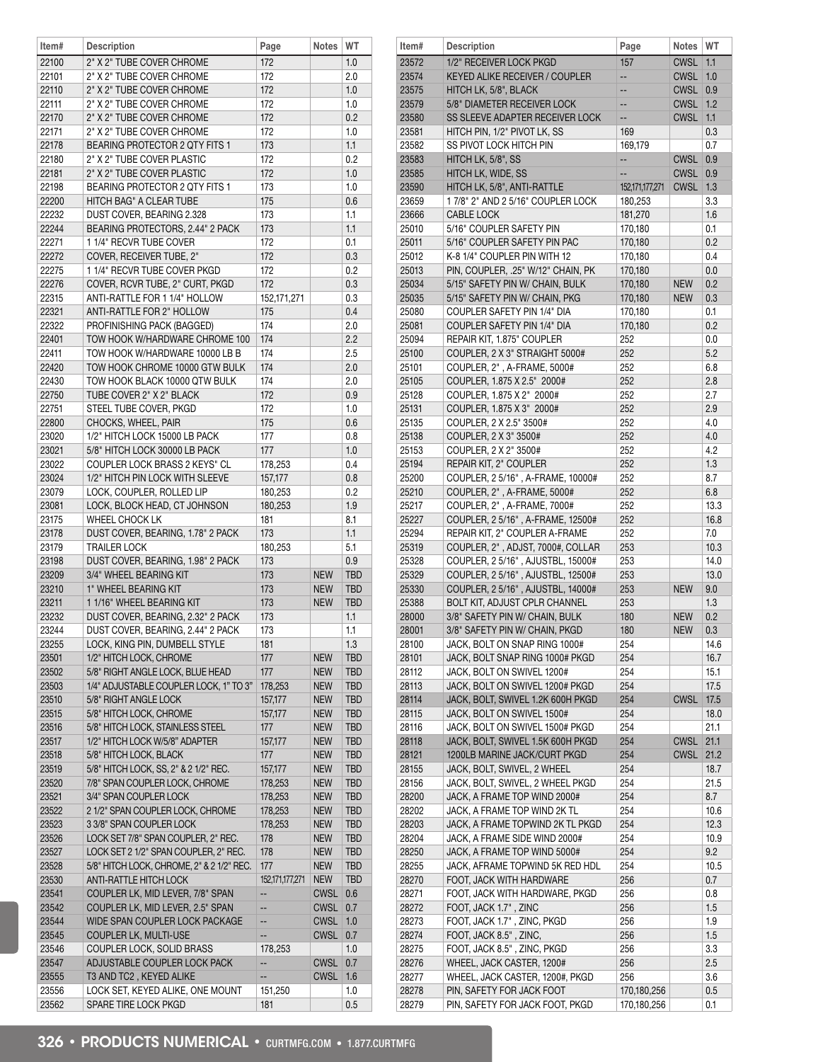| Item# | Description | Page | Notes | WT |
|---|---|---|---|---|
| 22100 | 2" X 2" TUBE COVER CHROME | 172 | | 1.0 |
| 22101 | 2" X 2" TUBE COVER CHROME | 172 | | 2.0 |
| 22110 | 2" X 2" TUBE COVER CHROME | 172 | | 1.0 |
| 22111 | 2" X 2" TUBE COVER CHROME | 172 | | 1.0 |
| 22170 | 2" X 2" TUBE COVER CHROME | 172 | | 0.2 |
| 22171 | 2" X 2" TUBE COVER CHROME | 172 | | 1.0 |
| 22178 | BEARING PROTECTOR 2 QTY FITS 1 | 173 | | 1.1 |
| 22180 | 2" X 2" TUBE COVER PLASTIC | 172 | | 0.2 |
| 22181 | 2" X 2" TUBE COVER PLASTIC | 172 | | 1.0 |
| 22198 | BEARING PROTECTOR 2 QTY FITS 1 | 173 | | 1.0 |
| 22200 | HITCH BAG" A CLEAR TUBE | 175 | | 0.6 |
| 22232 | DUST COVER, BEARING 2.328 | 173 | | 1.1 |
| 22244 | BEARING PROTECTORS, 2.44" 2 PACK | 173 | | 1.1 |
| 22271 | 1 1/4" RECVR TUBE COVER | 172 | | 0.1 |
| 22272 | COVER, RECEIVER TUBE, 2" | 172 | | 0.3 |
| 22275 | 1 1/4" RECVR TUBE COVER PKGD | 172 | | 0.2 |
| 22276 | COVER, RCVR TUBE, 2" CURT, PKGD | 172 | | 0.3 |
| 22315 | ANTI-RATTLE FOR 1 1/4" HOLLOW | 152,171,271 | | 0.3 |
| 22321 | ANTI-RATTLE FOR 2" HOLLOW | 175 | | 0.4 |
| 22322 | PROFINISHING PACK (BAGGED) | 174 | | 2.0 |
| 22401 | TOW HOOK W/HARDWARE CHROME 100 | 174 | | 2.2 |
| 22411 | TOW HOOK W/HARDWARE 10000 LB B | 174 | | 2.5 |
| 22420 | TOW HOOK CHROME 10000 GTW BULK | 174 | | 2.0 |
| 22430 | TOW HOOK BLACK 10000 QTW BULK | 174 | | 2.0 |
| 22750 | TUBE COVER 2" X 2" BLACK | 172 | | 0.9 |
| 22751 | STEEL TUBE COVER, PKGD | 172 | | 1.0 |
| 22800 | CHOCKS, WHEEL, PAIR | 175 | | 0.6 |
| 23020 | 1/2" HITCH LOCK 15000 LB PACK | 177 | | 0.8 |
| 23021 | 5/8" HITCH LOCK 30000 LB PACK | 177 | | 1.0 |
| 23022 | COUPLER LOCK BRASS 2 KEYS" CL | 178,253 | | 0.4 |
| 23024 | 1/2" HITCH PIN LOCK WITH SLEEVE | 157,177 | | 0.8 |
| 23079 | LOCK, COUPLER, ROLLED LIP | 180,253 | | 0.2 |
| 23081 | LOCK, BLOCK HEAD, CT JOHNSON | 180,253 | | 1.9 |
| 23175 | WHEEL CHOCK LK | 181 | | 8.1 |
| 23178 | DUST COVER, BEARING, 1.78" 2 PACK | 173 | | 1.1 |
| 23179 | TRAILER LOCK | 180,253 | | 5.1 |
| 23198 | DUST COVER, BEARING, 1.98" 2 PACK | 173 | | 0.9 |
| 23209 | 3/4" WHEEL BEARING KIT | 173 | NEW | TBD |
| 23210 | 1" WHEEL BEARING KIT | 173 | NEW | TBD |
| 23211 | 1 1/16" WHEEL BEARING KIT | 173 | NEW | TBD |
| 23232 | DUST COVER, BEARING, 2.32" 2 PACK | 173 | | 1.1 |
| 23244 | DUST COVER, BEARING, 2.44" 2 PACK | 173 | | 1.1 |
| 23255 | LOCK, KING PIN, DUMBELL STYLE | 181 | | 1.3 |
| 23501 | 1/2" HITCH LOCK, CHROME | 177 | NEW | TBD |
| 23502 | 5/8" RIGHT ANGLE LOCK, BLUE HEAD | 177 | NEW | TBD |
| 23503 | 1/4" ADJUSTABLE COUPLER LOCK, 1" TO 3" | 178,253 | NEW | TBD |
| 23510 | 5/8" RIGHT ANGLE LOCK | 157,177 | NEW | TBD |
| 23515 | 5/8" HITCH LOCK, CHROME | 157,177 | NEW | TBD |
| 23516 | 5/8" HITCH LOCK, STAINLESS STEEL | 177 | NEW | TBD |
| 23517 | 1/2" HITCH LOCK W/5/8" ADAPTER | 157,177 | NEW | TBD |
| 23518 | 5/8" HITCH LOCK, BLACK | 177 | NEW | TBD |
| 23519 | 5/8" HITCH LOCK, SS, 2" & 2 1/2" REC. | 157,177 | NEW | TBD |
| 23520 | 7/8" SPAN COUPLER LOCK, CHROME | 178,253 | NEW | TBD |
| 23521 | 3/4" SPAN COUPLER LOCK | 178,253 | NEW | TBD |
| 23522 | 2 1/2" SPAN COUPLER LOCK, CHROME | 178,253 | NEW | TBD |
| 23523 | 3 3/8" SPAN COUPLER LOCK | 178,253 | NEW | TBD |
| 23526 | LOCK SET 7/8" SPAN COUPLER, 2" REC. | 178 | NEW | TBD |
| 23527 | LOCK SET 2 1/2" SPAN COUPLER, 2" REC. | 178 | NEW | TBD |
| 23528 | 5/8" HITCH LOCK, CHROME, 2" & 2 1/2" REC. | 177 | NEW | TBD |
| 23530 | ANTI-RATTLE HITCH LOCK | 152,171,177,271 | NEW | TBD |
| 23541 | COUPLER LK, MID LEVER, 7/8" SPAN | -- | CWSL | 0.6 |
| 23542 | COUPLER LK, MID LEVER, 2.5" SPAN | -- | CWSL | 0.7 |
| 23544 | WIDE SPAN COUPLER LOCK PACKAGE | -- | CWSL | 1.0 |
| 23545 | COUPLER LK, MULTI-USE | -- | CWSL | 0.7 |
| 23546 | COUPLER LOCK, SOLID BRASS | 178,253 | | 1.0 |
| 23547 | ADJUSTABLE COUPLER LOCK PACK | -- | CWSL | 0.7 |
| 23555 | T3 AND TC2 , KEYED ALIKE | -- | CWSL | 1.6 |
| 23556 | LOCK SET, KEYED ALIKE, ONE MOUNT | 151,250 | | 1.0 |
| 23562 | SPARE TIRE LOCK PKGD | 181 | | 0.5 |
| 23572 | 1/2" RECEIVER LOCK PKGD | 157 | CWSL | 1.1 |
| 23574 | KEYED ALIKE RECEIVER / COUPLER | -- | CWSL | 1.0 |
| 23575 | HITCH LK, 5/8", BLACK | -- | CWSL | 0.9 |
| 23579 | 5/8" DIAMETER RECEIVER LOCK | -- | CWSL | 1.2 |
| 23580 | SS SLEEVE ADAPTER RECEIVER LOCK | -- | CWSL | 1.1 |
| 23581 | HITCH PIN, 1/2" PIVOT LK, SS | 169 | | 0.3 |
| 23582 | SS PIVOT LOCK HITCH PIN | 169,179 | | 0.7 |
| 23583 | HITCH LK, 5/8", SS | -- | CWSL | 0.9 |
| 23585 | HITCH LK, WIDE, SS | -- | CWSL | 0.9 |
| 23590 | HITCH LK, 5/8", ANTI-RATTLE | 152,171,177,271 | CWSL | 1.3 |
| 23659 | 1 7/8" 2" AND 2 5/16" COUPLER LOCK | 180,253 | | 3.3 |
| 23666 | CABLE LOCK | 181,270 | | 1.6 |
| 25010 | 5/16" COUPLER SAFETY PIN | 170,180 | | 0.1 |
| 25011 | 5/16" COUPLER SAFETY PIN PAC | 170,180 | | 0.2 |
| 25012 | K-8 1/4" COUPLER PIN WITH 12 | 170,180 | | 0.4 |
| 25013 | PIN, COUPLER, .25" W/12" CHAIN, PK | 170,180 | | 0.0 |
| 25034 | 5/15" SAFETY PIN W/ CHAIN, BULK | 170,180 | NEW | 0.2 |
| 25035 | 5/15" SAFETY PIN W/ CHAIN, PKG | 170,180 | NEW | 0.3 |
| 25080 | COUPLER SAFETY PIN 1/4" DIA | 170,180 | | 0.1 |
| 25081 | COUPLER SAFETY PIN 1/4" DIA | 170,180 | | 0.2 |
| 25094 | REPAIR KIT, 1.875" COUPLER | 252 | | 0.0 |
| 25100 | COUPLER, 2 X 3" STRAIGHT 5000# | 252 | | 5.2 |
| 25101 | COUPLER, 2" , A-FRAME, 5000# | 252 | | 6.8 |
| 25105 | COUPLER, 1.875 X 2.5" 2000# | 252 | | 2.8 |
| 25128 | COUPLER, 1.875 X 2" 2000# | 252 | | 2.7 |
| 25131 | COUPLER, 1.875 X 3" 2000# | 252 | | 2.9 |
| 25135 | COUPLER, 2 X 2.5" 3500# | 252 | | 4.0 |
| 25138 | COUPLER, 2 X 3" 3500# | 252 | | 4.0 |
| 25153 | COUPLER, 2 X 2" 3500# | 252 | | 4.2 |
| 25194 | REPAIR KIT, 2" COUPLER | 252 | | 1.3 |
| 25200 | COUPLER, 2 5/16" , A-FRAME, 10000# | 252 | | 8.7 |
| 25210 | COUPLER, 2" , A-FRAME, 5000# | 252 | | 6.8 |
| 25217 | COUPLER, 2" , A-FRAME, 7000# | 252 | | 13.3 |
| 25227 | COUPLER, 2 5/16" , A-FRAME, 12500# | 252 | | 16.8 |
| 25294 | REPAIR KIT, 2" COUPLER A-FRAME | 252 | | 7.0 |
| 25319 | COUPLER, 2" , ADJST, 7000#, COLLAR | 253 | | 10.3 |
| 25328 | COUPLER, 2 5/16" , AJUSTBL, 15000# | 253 | | 14.0 |
| 25329 | COUPLER, 2 5/16" , AJUSTBL, 12500# | 253 | | 13.0 |
| 25330 | COUPLER, 2 5/16" , AJUSTBL, 14000# | 253 | NEW | 9.0 |
| 25388 | BOLT KIT, ADJUST CPLR CHANNEL | 253 | | 1.3 |
| 28000 | 3/8" SAFETY PIN W/ CHAIN, BULK | 180 | NEW | 0.2 |
| 28001 | 3/8" SAFETY PIN W/ CHAIN, PKGD | 180 | NEW | 0.3 |
| 28100 | JACK, BOLT ON SNAP RING 1000# | 254 | | 14.6 |
| 28101 | JACK, BOLT SNAP RING 1000# PKGD | 254 | | 16.7 |
| 28112 | JACK, BOLT ON SWIVEL 1200# | 254 | | 15.1 |
| 28113 | JACK, BOLT ON SWIVEL 1200# PKGD | 254 | | 17.5 |
| 28114 | JACK, BOLT, SWIVEL 1.2K 600H PKGD | 254 | CWSL | 17.5 |
| 28115 | JACK, BOLT ON SWIVEL 1500# | 254 | | 18.0 |
| 28116 | JACK, BOLT ON SWIVEL 1500# PKGD | 254 | | 21.1 |
| 28118 | JACK, BOLT, SWIVEL 1.5K 600H PKGD | 254 | CWSL | 21.1 |
| 28121 | 1200LB MARINE JACK/CURT PKGD | 254 | CWSL | 21.2 |
| 28155 | JACK, BOLT, SWIVEL, 2 WHEEL | 254 | | 18.7 |
| 28156 | JACK, BOLT, SWIVEL, 2 WHEEL PKGD | 254 | | 21.5 |
| 28200 | JACK, A FRAME TOP WIND 2000# | 254 | | 8.7 |
| 28202 | JACK, A FRAME TOP WIND 2K TL | 254 | | 10.6 |
| 28203 | JACK, A FRAME TOPWIND 2K TL PKGD | 254 | | 12.3 |
| 28204 | JACK, A FRAME SIDE WIND 2000# | 254 | | 10.9 |
| 28250 | JACK, A FRAME TOP WIND 5000# | 254 | | 9.2 |
| 28255 | JACK, AFRAME TOPWIND 5K RED HDL | 254 | | 10.5 |
| 28270 | FOOT, JACK WITH HARDWARE | 256 | | 0.7 |
| 28271 | FOOT, JACK WITH HARDWARE, PKGD | 256 | | 0.8 |
| 28272 | FOOT, JACK 1.7" , ZINC | 256 | | 1.5 |
| 28273 | FOOT, JACK 1.7" , ZINC, PKGD | 256 | | 1.9 |
| 28274 | FOOT, JACK 8.5" , ZINC, | 256 | | 1.5 |
| 28275 | FOOT, JACK 8.5" , ZINC, PKGD | 256 | | 3.3 |
| 28276 | WHEEL, JACK CASTER, 1200# | 256 | | 2.5 |
| 28277 | WHEEL, JACK CASTER, 1200#, PKGD | 256 | | 3.6 |
| 28278 | PIN, SAFETY FOR JACK FOOT | 170,180,256 | | 0.5 |
| 28279 | PIN, SAFETY FOR JACK FOOT, PKGD | 170,180,256 | | 0.1 |

**326 • PRODUCTS NUMERICAL • CURTMFG.COM • 1.877.CURTMFG**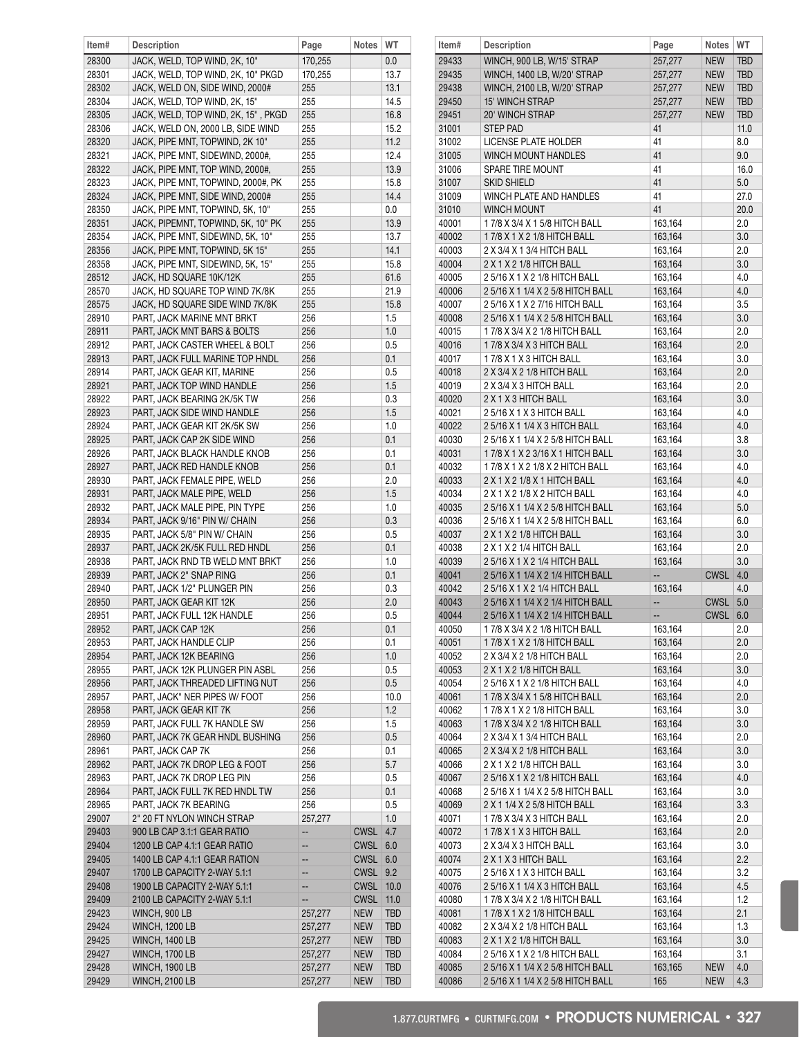| Item# | Description | Page | Notes | WT |
|---|---|---|---|---|
| 28300 | JACK, WELD, TOP WIND, 2K, 10" | 170,255 | | 0.0 |
| 28301 | JACK, WELD, TOP WIND, 2K, 10" PKGD | 170,255 | | 13.7 |
| 28302 | JACK, WELD ON, SIDE WIND, 2000# | 255 | | 13.1 |
| 28304 | JACK, WELD, TOP WIND, 2K, 15" | 255 | | 14.5 |
| 28305 | JACK, WELD, TOP WIND, 2K, 15" , PKGD | 255 | | 16.8 |
| 28306 | JACK, WELD ON, 2000 LB, SIDE WIND | 255 | | 15.2 |
| 28320 | JACK, PIPE MNT, TOPWIND, 2K 10" | 255 | | 11.2 |
| 28321 | JACK, PIPE MNT, SIDEWIND, 2000#, | 255 | | 12.4 |
| 28322 | JACK, PIPE MNT, TOP WIND, 2000#, | 255 | | 13.9 |
| 28323 | JACK, PIPE MNT, TOPWIND, 2000#, PK | 255 | | 15.8 |
| 28324 | JACK, PIPE MNT, SIDE WIND, 2000# | 255 | | 14.4 |
| 28350 | JACK, PIPE MNT, TOPWIND, 5K, 10" | 255 | | 0.0 |
| 28351 | JACK, PIPEMNT, TOPWIND, 5K, 10" PK | 255 | | 13.9 |
| 28354 | JACK, PIPE MNT, SIDEWIND, 5K, 10" | 255 | | 13.7 |
| 28356 | JACK, PIPE MNT, TOPWIND, 5K 15" | 255 | | 14.1 |
| 28358 | JACK, PIPE MNT, SIDEWIND, 5K, 15" | 255 | | 15.8 |
| 28512 | JACK, HD SQUARE 10K/12K | 255 | | 61.6 |
| 28570 | JACK, HD SQUARE TOP WIND 7K/8K | 255 | | 21.9 |
| 28575 | JACK, HD SQUARE SIDE WIND 7K/8K | 255 | | 15.8 |
| 28910 | PART, JACK MARINE MNT BRKT | 256 | | 1.5 |
| 28911 | PART, JACK MNT BARS & BOLTS | 256 | | 1.0 |
| 28912 | PART, JACK CASTER WHEEL & BOLT | 256 | | 0.5 |
| 28913 | PART, JACK FULL MARINE TOP HNDL | 256 | | 0.1 |
| 28914 | PART, JACK GEAR KIT, MARINE | 256 | | 0.5 |
| 28921 | PART, JACK TOP WIND HANDLE | 256 | | 1.5 |
| 28922 | PART, JACK BEARING 2K/5K TW | 256 | | 0.3 |
| 28923 | PART, JACK SIDE WIND HANDLE | 256 | | 1.5 |
| 28924 | PART, JACK GEAR KIT 2K/5K SW | 256 | | 1.0 |
| 28925 | PART, JACK CAP 2K SIDE WIND | 256 | | 0.1 |
| 28926 | PART, JACK BLACK HANDLE KNOB | 256 | | 0.1 |
| 28927 | PART, JACK RED HANDLE KNOB | 256 | | 0.1 |
| 28930 | PART, JACK FEMALE PIPE, WELD | 256 | | 2.0 |
| 28931 | PART, JACK MALE PIPE, WELD | 256 | | 1.5 |
| 28932 | PART, JACK MALE PIPE, PIN TYPE | 256 | | 1.0 |
| 28934 | PART, JACK 9/16" PIN W/ CHAIN | 256 | | 0.3 |
| 28935 | PART, JACK 5/8" PIN W/ CHAIN | 256 | | 0.5 |
| 28937 | PART, JACK 2K/5K FULL RED HNDL | 256 | | 0.1 |
| 28938 | PART, JACK RND TB WELD MNT BRKT | 256 | | 1.0 |
| 28939 | PART, JACK 2" SNAP RING | 256 | | 0.1 |
| 28940 | PART, JACK 1/2" PLUNGER PIN | 256 | | 0.3 |
| 28950 | PART, JACK GEAR KIT 12K | 256 | | 2.0 |
| 28951 | PART, JACK FULL 12K HANDLE | 256 | | 0.5 |
| 28952 | PART, JACK CAP 12K | 256 | | 0.1 |
| 28953 | PART, JACK HANDLE CLIP | 256 | | 0.1 |
| 28954 | PART, JACK 12K BEARING | 256 | | 1.0 |
| 28955 | PART, JACK 12K PLUNGER PIN ASBL | 256 | | 0.5 |
| 28956 | PART, JACK THREADED LIFTING NUT | 256 | | 0.5 |
| 28957 | PART, JACK" NER PIPES W/ FOOT | 256 | | 10.0 |
| 28958 | PART, JACK GEAR KIT 7K | 256 | | 1.2 |
| 28959 | PART, JACK FULL 7K HANDLE SW | 256 | | 1.5 |
| 28960 | PART, JACK 7K GEAR HNDL BUSHING | 256 | | 0.5 |
| 28961 | PART, JACK CAP 7K | 256 | | 0.1 |
| 28962 | PART, JACK 7K DROP LEG & FOOT | 256 | | 5.7 |
| 28963 | PART, JACK 7K DROP LEG PIN | 256 | | 0.5 |
| 28964 | PART, JACK FULL 7K RED HNDL TW | 256 | | 0.1 |
| 28965 | PART, JACK 7K BEARING | 256 | | 0.5 |
| 29007 | 2" 20 FT NYLON WINCH STRAP | 257,277 | | 1.0 |
| 29403 | 900 LB CAP 3.1:1 GEAR RATIO | -- | CWSL | 4.7 |
| 29404 | 1200 LB CAP 4.1:1 GEAR RATIO | -- | CWSL | 6.0 |
| 29405 | 1400 LB CAP 4.1:1 GEAR RATION | -- | CWSL | 6.0 |
| 29407 | 1700 LB CAPACITY 2-WAY 5.1:1 | -- | CWSL | 9.2 |
| 29408 | 1900 LB CAPACITY 2-WAY 5.1:1 | -- | CWSL | 10.0 |
| 29409 | 2100 LB CAPACITY 2-WAY 5.1:1 | -- | CWSL | 11.0 |
| 29423 | WINCH, 900 LB | 257,277 | NEW | TBD |
| 29424 | WINCH, 1200 LB | 257,277 | NEW | TBD |
| 29425 | WINCH, 1400 LB | 257,277 | NEW | TBD |
| 29427 | WINCH, 1700 LB | 257,277 | NEW | TBD |
| 29428 | WINCH, 1900 LB | 257,277 | NEW | TBD |
| 29429 | WINCH, 2100 LB | 257,277 | NEW | TBD |
| 29433 | WINCH, 900 LB, W/15' STRAP | 257,277 | NEW | TBD |
| 29435 | WINCH, 1400 LB, W/20' STRAP | 257,277 | NEW | TBD |
| 29438 | WINCH, 2100 LB, W/20' STRAP | 257,277 | NEW | TBD |
| 29450 | 15' WINCH STRAP | 257,277 | NEW | TBD |
| 29451 | 20' WINCH STRAP | 257,277 | NEW | TBD |
| 31001 | STEP PAD | 41 | | 11.0 |
| 31002 | LICENSE PLATE HOLDER | 41 | | 8.0 |
| 31005 | WINCH MOUNT HANDLES | 41 | | 9.0 |
| 31006 | SPARE TIRE MOUNT | 41 | | 16.0 |
| 31007 | SKID SHIELD | 41 | | 5.0 |
| 31009 | WINCH PLATE AND HANDLES | 41 | | 27.0 |
| 31010 | WINCH MOUNT | 41 | | 20.0 |
| 40001 | 1 7/8 X 3/4 X 1 5/8 HITCH BALL | 163,164 | | 2.0 |
| 40002 | 1 7/8 X 1 X 2 1/8 HITCH BALL | 163,164 | | 3.0 |
| 40003 | 2 X 3/4 X 1 3/4 HITCH BALL | 163,164 | | 2.0 |
| 40004 | 2 X 1 X 2 1/8 HITCH BALL | 163,164 | | 3.0 |
| 40005 | 2 5/16 X 1 X 2 1/8 HITCH BALL | 163,164 | | 4.0 |
| 40006 | 2 5/16 X 1 1/4 X 2 5/8 HITCH BALL | 163,164 | | 4.0 |
| 40007 | 2 5/16 X 1 X 2 7/16 HITCH BALL | 163,164 | | 3.5 |
| 40008 | 2 5/16 X 1 1/4 X 2 5/8 HITCH BALL | 163,164 | | 3.0 |
| 40015 | 1 7/8 X 3/4 X 2 1/8 HITCH BALL | 163,164 | | 2.0 |
| 40016 | 1 7/8 X 3/4 X 3 HITCH BALL | 163,164 | | 2.0 |
| 40017 | 1 7/8 X 1 X 3 HITCH BALL | 163,164 | | 3.0 |
| 40018 | 2 X 3/4 X 2 1/8 HITCH BALL | 163,164 | | 2.0 |
| 40019 | 2 X 3/4 X 3 HITCH BALL | 163,164 | | 2.0 |
| 40020 | 2 X 1 X 3 HITCH BALL | 163,164 | | 3.0 |
| 40021 | 2 5/16 X 1 X 3 HITCH BALL | 163,164 | | 4.0 |
| 40022 | 2 5/16 X 1 1/4 X 3 HITCH BALL | 163,164 | | 4.0 |
| 40030 | 2 5/16 X 1 1/4 X 2 5/8 HITCH BALL | 163,164 | | 3.8 |
| 40031 | 1 7/8 X 1 X 2 3/16 X 1 HITCH BALL | 163,164 | | 3.0 |
| 40032 | 1 7/8 X 1 X 2 1/8 X 2 HITCH BALL | 163,164 | | 4.0 |
| 40033 | 2 X 1 X 2 1/8 X 1 HITCH BALL | 163,164 | | 4.0 |
| 40034 | 2 X 1 X 2 1/8 X 2 HITCH BALL | 163,164 | | 4.0 |
| 40035 | 2 5/16 X 1 1/4 X 2 5/8 HITCH BALL | 163,164 | | 5.0 |
| 40036 | 2 5/16 X 1 1/4 X 2 5/8 HITCH BALL | 163,164 | | 6.0 |
| 40037 | 2 X 1 X 2 1/8 HITCH BALL | 163,164 | | 3.0 |
| 40038 | 2 X 1 X 2 1/4 HITCH BALL | 163,164 | | 2.0 |
| 40039 | 2 5/16 X 1 X 2 1/4 HITCH BALL | 163,164 | | 3.0 |
| 40041 | 2 5/16 X 1 1/4 X 2 1/4 HITCH BALL | -- | CWSL | 4.0 |
| 40042 | 2 5/16 X 1 X 2 1/4 HITCH BALL | 163,164 | | 4.0 |
| 40043 | 2 5/16 X 1 1/4 X 2 1/4 HITCH BALL | -- | CWSL | 5.0 |
| 40044 | 2 5/16 X 1 1/4 X 2 1/4 HITCH BALL | -- | CWSL | 6.0 |
| 40050 | 1 7/8 X 3/4 X 2 1/8 HITCH BALL | 163,164 | | 2.0 |
| 40051 | 1 7/8 X 1 X 2 1/8 HITCH BALL | 163,164 | | 2.0 |
| 40052 | 2 X 3/4 X 2 1/8 HITCH BALL | 163,164 | | 2.0 |
| 40053 | 2 X 1 X 2 1/8 HITCH BALL | 163,164 | | 3.0 |
| 40054 | 2 5/16 X 1 X 2 1/8 HITCH BALL | 163,164 | | 4.0 |
| 40061 | 1 7/8 X 3/4 X 1 5/8 HITCH BALL | 163,164 | | 2.0 |
| 40062 | 1 7/8 X 1 X 2 1/8 HITCH BALL | 163,164 | | 3.0 |
| 40063 | 1 7/8 X 3/4 X 2 1/8 HITCH BALL | 163,164 | | 3.0 |
| 40064 | 2 X 3/4 X 1 3/4 HITCH BALL | 163,164 | | 2.0 |
| 40065 | 2 X 3/4 X 2 1/8 HITCH BALL | 163,164 | | 3.0 |
| 40066 | 2 X 1 X 2 1/8 HITCH BALL | 163,164 | | 3.0 |
| 40067 | 2 5/16 X 1 X 2 1/8 HITCH BALL | 163,164 | | 4.0 |
| 40068 | 2 5/16 X 1 1/4 X 2 5/8 HITCH BALL | 163,164 | | 3.0 |
| 40069 | 2 X 1 1/4 X 2 5/8 HITCH BALL | 163,164 | | 3.3 |
| 40071 | 1 7/8 X 3/4 X 3 HITCH BALL | 163,164 | | 2.0 |
| 40072 | 1 7/8 X 1 X 3 HITCH BALL | 163,164 | | 2.0 |
| 40073 | 2 X 3/4 X 3 HITCH BALL | 163,164 | | 3.0 |
| 40074 | 2 X 1 X 3 HITCH BALL | 163,164 | | 2.2 |
| 40075 | 2 5/16 X 1 X 3 HITCH BALL | 163,164 | | 3.2 |
| 40076 | 2 5/16 X 1 1/4 X 3 HITCH BALL | 163,164 | | 4.5 |
| 40080 | 1 7/8 X 3/4 X 2 1/8 HITCH BALL | 163,164 | | 1.2 |
| 40081 | 1 7/8 X 1 X 2 1/8 HITCH BALL | 163,164 | | 2.1 |
| 40082 | 2 X 3/4 X 2 1/8 HITCH BALL | 163,164 | | 1.3 |
| 40083 | 2 X 1 X 2 1/8 HITCH BALL | 163,164 | | 3.0 |
| 40084 | 2 5/16 X 1 X 2 1/8 HITCH BALL | 163,164 | | 3.1 |
| 40085 | 2 5/16 X 1 1/4 X 2 5/8 HITCH BALL | 163,165 | NEW | 4.0 |
| 40086 | 2 5/16 X 1 1/4 X 2 5/8 HITCH BALL | 165 | NEW | 4.3 |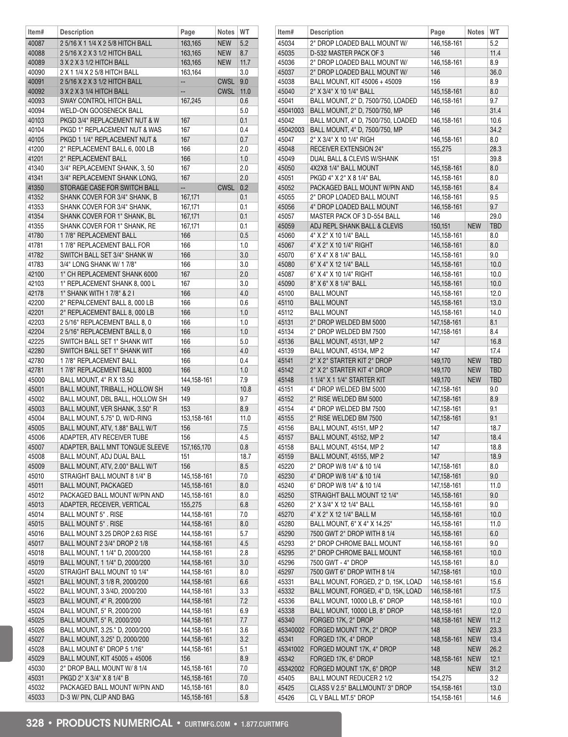| Item# | Description | Page | Notes | WT |
|---|---|---|---|---|
| 40087 | 2 5/16 X 1 1/4 X 2 5/8 HITCH BALL | 163,165 | NEW | 5.2 |
| 40088 | 2 5/16 X 2 X 3 1/2 HITCH BALL | 163,165 | NEW | 8.7 |
| 40089 | 3 X 2 X 3 1/2 HITCH BALL | 163,165 | NEW | 11.7 |
| 40090 | 2 X 1 1/4 X 2 5/8 HITCH BALL | 163,164 | | 3.0 |
| 40091 | 2 5/16 X 2 X 3 1/2 HITCH BALL | -- | CWSL | 9.0 |
| 40092 | 3 X 2 X 3 1/4 HITCH BALL | -- | CWSL | 11.0 |
| 40093 | SWAY CONTROL HITCH BALL | 167,245 | | 0.6 |
| 40094 | WELD-ON GOOSENECK BALL | | | 5.0 |
| 40103 | PKGD 3/4" REPLACEMENT NUT & W | 167 | | 0.1 |
| 40104 | PKGD 1" REPLACEMENT NUT & WAS | 167 | | 0.4 |
| 40105 | PKGD 1 1/4" REPLACEMENT NUT & | 167 | | 0.7 |
| 41200 | 2" REPLACEMENT BALL 6, 000 LB | 166 | | 2.0 |
| 41201 | 2" REPLACEMENT BALL | 166 | | 1.0 |
| 41340 | 3/4" REPLACEMENT SHANK, 3, 50 | 167 | | 2.0 |
| 41341 | 3/4" REPLACEMENT SHANK LONG, | 167 | | 2.0 |
| 41350 | STORAGE CASE FOR SWITCH BALL | -- | CWSL | 0.2 |
| 41352 | SHANK COVER FOR 3/4" SHANK, B | 167,171 | | 0.1 |
| 41353 | SHANK COVER FOR 3/4" SHANK, | 167,171 | | 0.1 |
| 41354 | SHANK COVER FOR 1" SHANK, BL | 167,171 | | 0.1 |
| 41355 | SHANK COVER FOR 1" SHANK, RE | 167,171 | | 0.1 |
| 41780 | 1 7/8" REPLACEMENT BALL | 166 | | 0.5 |
| 41781 | 1 7/8" REPLACEMENT BALL FOR | 166 | | 1.0 |
| 41782 | SWITCH BALL SET 3/4" SHANK W | 166 | | 3.0 |
| 41783 | 3/4" LONG SHANK W/ 1 7/8" | 166 | | 3.0 |
| 42100 | 1" CH REPLACEMENT SHANK 6000 | 167 | | 2.0 |
| 42103 | 1" REPLACEMENT SHANK 8, 000 L | 167 | | 3.0 |
| 42178 | 1" SHANK WITH 1 7/8" & 2 I | 166 | | 4.0 |
| 42200 | 2" REPALCEMENT BALL 8, 000 LB | 166 | | 0.6 |
| 42201 | 2" REPLACEMENT BALL 8, 000 LB | 166 | | 1.0 |
| 42203 | 2 5/16" REPLACEMENT BALL 8, 0 | 166 | | 1.0 |
| 42204 | 2 5/16" REPLACEMENT BALL 8, 0 | 166 | | 1.0 |
| 42225 | SWITCH BALL SET 1" SHANK WIT | 166 | | 5.0 |
| 42280 | SWITCH BALL SET 1" SHANK WIT | 166 | | 4.0 |
| 42780 | 1 7/8" REPLACEMENT BALL | 166 | | 0.4 |
| 42781 | 1 7/8" REPLACEMENT BALL 8000 | 166 | | 1.0 |
| 45000 | BALL MOUNT, 4" R X 13.50 | 144,158-161 | | 7.9 |
| 45001 | BALL MOUNT, TRIBALL, HOLLOW SH | 149 | | 10.8 |
| 45002 | BALL MOUNT, DBL BALL, HOLLOW SH | 149 | | 9.7 |
| 45003 | BALL MOUNT, VER SHANK, 3.50" R | 153 | | 8.9 |
| 45004 | BALL MOUNT, 5.75" D, W/D-RING | 153,158-161 | | 11.0 |
| 45005 | BALL MOUNT, ATV, 1.88" BALL W/T | 156 | | 7.5 |
| 45006 | ADAPTER, ATV RECEIVER TUBE | 156 | | 4.5 |
| 45007 | ADAPTER, BALL MNT TONGUE SLEEVE | 157,165,170 | | 0.8 |
| 45008 | BALL MOUNT, ADJ DUAL BALL | 151 | | 18.7 |
| 45009 | BALL MOUNT, ATV, 2.00" BALL W/T | 156 | | 8.5 |
| 45010 | STRAIGHT BALL MOUNT 8 1/4" B | 145,158-161 | | 7.0 |
| 45011 | BALL MOUNT, PACKAGED | 145,158-161 | | 8.0 |
| 45012 | PACKAGED BALL MOUNT W/PIN AND | 145,158-161 | | 8.0 |
| 45013 | ADAPTER, RECEIVER, VERTICAL | 155,275 | | 6.8 |
| 45014 | BALL MOUNT 5" . RISE | 144,158-161 | | 7.0 |
| 45015 | BALL MOUNT 5" . RISE | 144,158-161 | | 8.0 |
| 45016 | BALL MOUNT 3.25 DROP 2.63 RISE | 144,158-161 | | 5.7 |
| 45017 | BALL MOUNT 2 3/4" DROP 2 1/8 | 144,158-161 | | 4.5 |
| 45018 | BALL MOUNT, 1 1/4" D, 2000/200 | 144,158-161 | | 2.8 |
| 45019 | BALL MOUNT, 1 1/4" D, 2000/200 | 144,158-161 | | 3.0 |
| 45020 | STRAIGHT BALL MOUNT 10 1/4" | 144,158-161 | | 8.0 |
| 45021 | BALL MOUNT, 3 1/8 R, 2000/200 | 144,158-161 | | 6.6 |
| 45022 | BALL MOUNT, 3 3/4D, 2000/200 | 144,158-161 | | 3.3 |
| 45023 | BALL MOUNT, 4" R, 2000/200 | 144,158-161 | | 7.2 |
| 45024 | BALL MOUNT, 5" R, 2000/200 | 144,158-161 | | 6.9 |
| 45025 | BALL MOUNT, 5" R, 2000/200 | 144,158-161 | | 7.7 |
| 45026 | BALL MOUNT, 3.25." D, 2000/200 | 144,158-161 | | 3.6 |
| 45027 | BALL MOUNT, 3.25" D, 2000/200 | 144,158-161 | | 3.2 |
| 45028 | BALL MOUNT 6" DROP 5 1/16" | 144,158-161 | | 5.1 |
| 45029 | BALL MOUNT, KIT 45005 + 45006 | 156 | | 8.9 |
| 45030 | 2" DROP BALL MOUNT W/ 8 1/4 | 145,158-161 | | 7.0 |
| 45031 | PKGD 2" X 3/4" X 8 1/4" B | 145,158-161 | | 7.0 |
| 45032 | PACKAGED BALL MOUNT W/PIN AND | 145,158-161 | | 8.0 |
| 45033 | D-3 W/ PIN, CLIP AND BAG | 145,158-161 | | 5.8 |
| 45034 | 2" DROP LOADED BALL MOUNT W/ | 146,158-161 | | 5.2 |
| 45035 | D-532 MASTER PACK OF 3 | 146 | | 11.4 |
| 45036 | 2" DROP LOADED BALL MOUNT W/ | 146,158-161 | | 8.9 |
| 45037 | 2" DROP LOADED BALL MOUNT W/ | 146 | | 36.0 |
| 45038 | BALL MOUNT, KIT 45006 + 45009 | 156 | | 8.9 |
| 45040 | 2" X 3/4" X 10 1/4" BALL | 145,158-161 | | 8.0 |
| 45041 | BALL MOUNT, 2" D, 7500/750, LOADED | 146,158-161 | | 9.7 |
| 45041003 | BALL MOUNT, 2" D, 7500/750, MP | 146 | | 31.4 |
| 45042 | BALL MOUNT, 4" D, 7500/750, LOADED | 146,158-161 | | 10.6 |
| 45042003 | BALL MOUNT, 4" D, 7500/750, MP | 146 | | 34.2 |
| 45047 | 2" X 3/4" X 10 1/4" RIGH | 146,158-161 | | 8.0 |
| 45048 | RECEIVER EXTENSION 24" | 155,275 | | 28.3 |
| 45049 | DUAL BALL & CLEVIS W/SHANK | 151 | | 39.8 |
| 45050 | 4X2X8 1/4" BALL MOUNT | 145,158-161 | | 8.0 |
| 45051 | PKGD 4" X 2" X 8 1/4" BAL | 145,158-161 | | 8.0 |
| 45052 | PACKAGED BALL MOUNT W/PIN AND | 145,158-161 | | 8.4 |
| 45055 | 2" DROP LOADED BALL MOUNT | 146,158-161 | | 9.5 |
| 45056 | 4" DROP LOADED BALL MOUNT | 146,158-161 | | 9.7 |
| 45057 | MASTER PACK OF 3 D-554 BALL | 146 | | 29.0 |
| 45059 | ADJ REPL SHANK BALL & CLEVIS | 150,151 | NEW | TBD |
| 45060 | 4" X 2" X 10 1/4" BALL | 145,158-161 | | 8.0 |
| 45067 | 4" X 2" X 10 1/4" RIGHT | 146,158-161 | | 8.0 |
| 45070 | 6" X 4" X 8 1/4" BALL | 145,158-161 | | 9.0 |
| 45080 | 6" X 4" X 12 1/4" BALL | 145,158-161 | | 10.0 |
| 45087 | 6" X 4" X 10 1/4" RIGHT | 146,158-161 | | 10.0 |
| 45090 | 8" X 6" X 8 1/4" BALL | 145,158-161 | | 10.0 |
| 45100 | BALL MOUNT | 145,158-161 | | 12.0 |
| 45110 | BALL MOUNT | 145,158-161 | | 13.0 |
| 45112 | BALL MOUNT | 145,158-161 | | 14.0 |
| 45131 | 2" DROP WELDED BM 5000 | 147,158-161 | | 8.1 |
| 45134 | 2" DROP WELDED BM 7500 | 147,158-161 | | 8.4 |
| 45136 | BALL MOUNT, 45131, MP 2 | 147 | | 16.8 |
| 45139 | BALL MOUNT, 45134, MP 2 | 147 | | 17.4 |
| 45141 | 2" X 2" STARTER KIT 2" DROP | 149,170 | NEW | TBD |
| 45142 | 2" X 2" STARTER KIT 4" DROP | 149,170 | NEW | TBD |
| 45148 | 1 1/4" X 1 1/4" STARTER KIT | 149,170 | NEW | TBD |
| 45151 | 4" DROP WELDED BM 5000 | 147,158-161 | | 9.0 |
| 45152 | 2" RISE WELDED BM 5000 | 147,158-161 | | 8.9 |
| 45154 | 4" DROP WELDED BM 7500 | 147,158-161 | | 9.1 |
| 45155 | 2" RISE WELDED BM 7500 | 147,158-161 | | 9.1 |
| 45156 | BALL MOUNT, 45151, MP 2 | 147 | | 18.7 |
| 45157 | BALL MOUNT, 45152, MP 2 | 147 | | 18.4 |
| 45158 | BALL MOUNT, 45154, MP 2 | 147 | | 18.8 |
| 45159 | BALL MOUNT, 45155, MP 2 | 147 | | 18.9 |
| 45220 | 2" DROP W/8 1/4" & 10 1/4 | 147,158-161 | | 8.0 |
| 45230 | 4" DROP W/8 1/4" & 10 1/4 | 147,158-161 | | 9.0 |
| 45240 | 6" DROP W/8 1/4" & 10 1/4 | 147,158-161 | | 11.0 |
| 45250 | STRAIGHT BALL MOUNT 12 1/4" | 145,158-161 | | 9.0 |
| 45260 | 2" X 3/4" X 12 1/4" BALL | 145,158-161 | | 9.0 |
| 45270 | 4" X 2" X 12 1/4" BALL M | 145,158-161 | | 10.0 |
| 45280 | BALL MOUNT, 6" X 4" X 14.25" | 145,158-161 | | 11.0 |
| 45290 | 7500 GWT 2" DROP WITH 8 1/4 | 145,158-161 | | 6.0 |
| 45293 | 2" DROP CHROME BALL MOUNT | 146,158-161 | | 9.0 |
| 45295 | 2" DROP CHROME BALL MOUNT | 146,158-161 | | 10.0 |
| 45296 | 7500 GWT - 4" DROP | 145,158-161 | | 8.0 |
| 45297 | 7500 GWT 6" DROP WITH 8 1/4 | 147,158-161 | | 10.0 |
| 45331 | BALL MOUNT, FORGED, 2" D, 15K, LOAD | 146,158-161 | | 15.6 |
| 45332 | BALL MOUNT, FORGED, 4" D, 15K, LOAD | 146,158-161 | | 17.5 |
| 45336 | BALL MOUNT, 10000 LB, 6" DROP | 148,158-161 | | 10.0 |
| 45338 | BALL MOUNT, 10000 LB, 8" DROP | 148,158-161 | | 12.0 |
| 45340 | FORGED 17K, 2" DROP | 148,158-161 | NEW | 11.2 |
| 45340002 | FORGED MOUNT 17K, 2" DROP | 148 | NEW | 23.3 |
| 45341 | FORGED 17K, 4" DROP | 148,158-161 | NEW | 13.4 |
| 45341002 | FORGED MOUNT 17K, 4" DROP | 148 | NEW | 26.2 |
| 45342 | FORGED 17K, 6" DROP | 148,158-161 | NEW | 12.1 |
| 45342002 | FORGED MOUNT 17K, 6" DROP | 148 | NEW | 31.2 |
| 45405 | BALL MOUNT REDUCER 2 1/2 | 154,275 | | 3.2 |
| 45425 | CLASS V 2.5" BALLMOUNT/ 3" DROP | 154,158-161 | | 13.0 |
| 45426 | CL V BALL MT.5" DROP | 154,158-161 | | 14.6 |

**PRODUCTS NUMERICAL** • CURTMFG.COM • 1.877.CURTMFG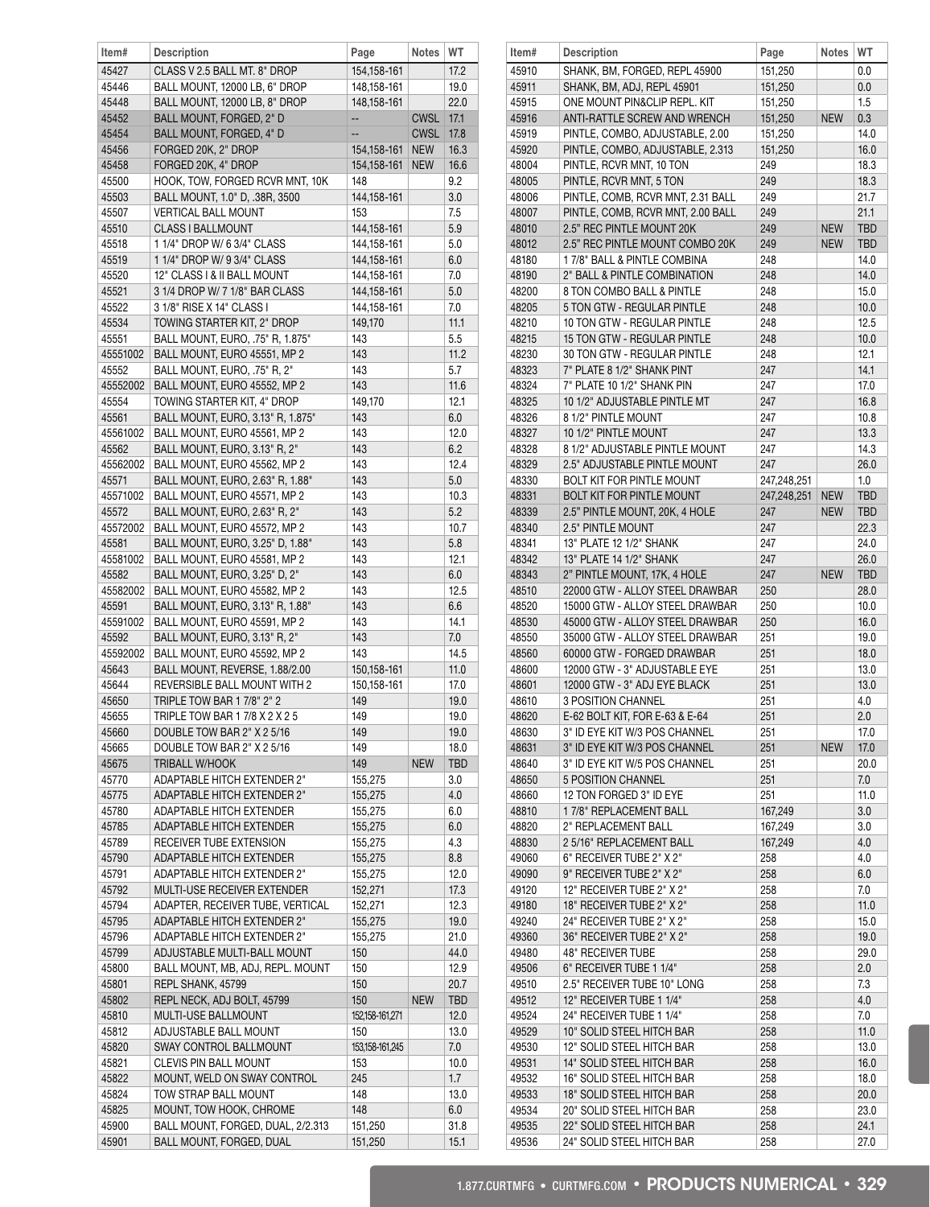| Item# | Description | Page | Notes | WT |
|---|---|---|---|---|
| 45427 | CLASS V 2.5 BALL MT. 8" DROP | 154,158-161 | | 17.2 |
| 45446 | BALL MOUNT, 12000 LB, 6" DROP | 148,158-161 | | 19.0 |
| 45448 | BALL MOUNT, 12000 LB, 8" DROP | 148,158-161 | | 22.0 |
| 45452 | BALL MOUNT, FORGED, 2" D | -- | CWSL | 17.1 |
| 45454 | BALL MOUNT, FORGED, 4" D | -- | CWSL | 17.8 |
| 45456 | FORGED 20K, 2" DROP | 154,158-161 | NEW | 16.3 |
| 45458 | FORGED 20K, 4" DROP | 154,158-161 | NEW | 16.6 |
| 45500 | HOOK, TOW, FORGED RCVR MNT, 10K | 148 | | 9.2 |
| 45503 | BALL MOUNT, 1.0" D, .38R, 3500 | 144,158-161 | | 3.0 |
| 45507 | VERTICAL BALL MOUNT | 153 | | 7.5 |
| 45510 | CLASS I BALLMOUNT | 144,158-161 | | 5.9 |
| 45518 | 1 1/4" DROP W/ 6 3/4" CLASS | 144,158-161 | | 5.0 |
| 45519 | 1 1/4" DROP W/ 9 3/4" CLASS | 144,158-161 | | 6.0 |
| 45520 | 12" CLASS I & II BALL MOUNT | 144,158-161 | | 7.0 |
| 45521 | 3 1/4 DROP W/ 7 1/8" BAR CLASS | 144,158-161 | | 5.0 |
| 45522 | 3 1/8" RISE X 14" CLASS I | 144,158-161 | | 7.0 |
| 45534 | TOWING STARTER KIT, 2" DROP | 149,170 | | 11.1 |
| 45551 | BALL MOUNT, EURO, .75" R, 1.875" | 143 | | 5.5 |
| 45551002 | BALL MOUNT, EURO 45551, MP 2 | 143 | | 11.2 |
| 45552 | BALL MOUNT, EURO, .75" R, 2" | 143 | | 5.7 |
| 45552002 | BALL MOUNT, EURO 45552, MP 2 | 143 | | 11.6 |
| 45554 | TOWING STARTER KIT, 4" DROP | 149,170 | | 12.1 |
| 45561 | BALL MOUNT, EURO, 3.13" R, 1.875" | 143 | | 6.0 |
| 45561002 | BALL MOUNT, EURO 45561, MP 2 | 143 | | 12.0 |
| 45562 | BALL MOUNT, EURO, 3.13" R, 2" | 143 | | 6.2 |
| 45562002 | BALL MOUNT, EURO 45562, MP 2 | 143 | | 12.4 |
| 45571 | BALL MOUNT, EURO, 2.63" R, 1.88" | 143 | | 5.0 |
| 45571002 | BALL MOUNT, EURO 45571, MP 2 | 143 | | 10.3 |
| 45572 | BALL MOUNT, EURO, 2.63" R, 2" | 143 | | 5.2 |
| 45572002 | BALL MOUNT, EURO 45572, MP 2 | 143 | | 10.7 |
| 45581 | BALL MOUNT, EURO, 3.25" D, 1.88" | 143 | | 5.8 |
| 45581002 | BALL MOUNT, EURO 45581, MP 2 | 143 | | 12.1 |
| 45582 | BALL MOUNT, EURO, 3.25" D, 2" | 143 | | 6.0 |
| 45582002 | BALL MOUNT, EURO 45582, MP 2 | 143 | | 12.5 |
| 45591 | BALL MOUNT, EURO, 3.13" R, 1.88" | 143 | | 6.6 |
| 45591002 | BALL MOUNT, EURO 45591, MP 2 | 143 | | 14.1 |
| 45592 | BALL MOUNT, EURO, 3.13" R, 2" | 143 | | 7.0 |
| 45592002 | BALL MOUNT, EURO 45592, MP 2 | 143 | | 14.5 |
| 45643 | BALL MOUNT, REVERSE, 1.88/2.00 | 150,158-161 | | 11.0 |
| 45644 | REVERSIBLE BALL MOUNT WITH 2 | 150,158-161 | | 17.0 |
| 45650 | TRIPLE TOW BAR 1 7/8" 2" 2 | 149 | | 19.0 |
| 45655 | TRIPLE TOW BAR 1 7/8 X 2 X 2 5 | 149 | | 19.0 |
| 45660 | DOUBLE TOW BAR 2" X 2 5/16 | 149 | | 19.0 |
| 45665 | DOUBLE TOW BAR 2" X 2 5/16 | 149 | | 18.0 |
| 45675 | TRIBALL W/HOOK | 149 | NEW | TBD |
| 45770 | ADAPTABLE HITCH EXTENDER 2" | 155,275 | | 3.0 |
| 45775 | ADAPTABLE HITCH EXTENDER 2" | 155,275 | | 4.0 |
| 45780 | ADAPTABLE HITCH EXTENDER | 155,275 | | 6.0 |
| 45785 | ADAPTABLE HITCH EXTENDER | 155,275 | | 6.0 |
| 45789 | RECEIVER TUBE EXTENSION | 155,275 | | 4.3 |
| 45790 | ADAPTABLE HITCH EXTENDER | 155,275 | | 8.8 |
| 45791 | ADAPTABLE HITCH EXTENDER 2" | 155,275 | | 12.0 |
| 45792 | MULTI-USE RECEIVER EXTENDER | 152,271 | | 17.3 |
| 45794 | ADAPTER, RECEIVER TUBE, VERTICAL | 152,271 | | 12.3 |
| 45795 | ADAPTABLE HITCH EXTENDER 2" | 155,275 | | 19.0 |
| 45796 | ADAPTABLE HITCH EXTENDER 2" | 155,275 | | 21.0 |
| 45799 | ADJUSTABLE MULTI-BALL MOUNT | 150 | | 44.0 |
| 45800 | BALL MOUNT, MB, ADJ, REPL. MOUNT | 150 | | 12.9 |
| 45801 | REPL SHANK, 45799 | 150 | | 20.7 |
| 45802 | REPL NECK, ADJ BOLT, 45799 | 150 | NEW | TBD |
| 45810 | MULTI-USE BALLMOUNT | 152,158-161,271 | | 12.0 |
| 45812 | ADJUSTABLE BALL MOUNT | 150 | | 13.0 |
| 45820 | SWAY CONTROL BALLMOUNT | 153,158-161,245 | | 7.0 |
| 45821 | CLEVIS PIN BALL MOUNT | 153 | | 10.0 |
| 45822 | MOUNT, WELD ON SWAY CONTROL | 245 | | 1.7 |
| 45824 | TOW STRAP BALL MOUNT | 148 | | 13.0 |
| 45825 | MOUNT, TOW HOOK, CHROME | 148 | | 6.0 |
| 45900 | BALL MOUNT, FORGED, DUAL, 2/2.313 | 151,250 | | 31.8 |
| 45901 | BALL MOUNT, FORGED, DUAL | 151,250 | | 15.1 |
| 45910 | SHANK, BM, FORGED, REPL 45900 | 151,250 | | 0.0 |
| 45911 | SHANK, BM, ADJ, REPL 45901 | 151,250 | | 0.0 |
| 45915 | ONE MOUNT PIN&CLIP REPL. KIT | 151,250 | | 1.5 |
| 45916 | ANTI-RATTLE SCREW AND WRENCH | 151,250 | NEW | 0.3 |
| 45919 | PINTLE, COMBO, ADJUSTABLE, 2.00 | 151,250 | | 14.0 |
| 45920 | PINTLE, COMBO, ADJUSTABLE, 2.313 | 151,250 | | 16.0 |
| 48004 | PINTLE, RCVR MNT, 10 TON | 249 | | 18.3 |
| 48005 | PINTLE, RCVR MNT, 5 TON | 249 | | 18.3 |
| 48006 | PINTLE, COMB, RCVR MNT, 2.31 BALL | 249 | | 21.7 |
| 48007 | PINTLE, COMB, RCVR MNT, 2.00 BALL | 249 | | 21.1 |
| 48010 | 2.5" REC PINTLE MOUNT 20K | 249 | NEW | TBD |
| 48012 | 2.5" REC PINTLE MOUNT COMBO 20K | 249 | NEW | TBD |
| 48180 | 1 7/8" BALL & PINTLE COMBINA | 248 | | 14.0 |
| 48190 | 2" BALL & PINTLE COMBINATION | 248 | | 14.0 |
| 48200 | 8 TON COMBO BALL & PINTLE | 248 | | 15.0 |
| 48205 | 5 TON GTW - REGULAR PINTLE | 248 | | 10.0 |
| 48210 | 10 TON GTW - REGULAR PINTLE | 248 | | 12.5 |
| 48215 | 15 TON GTW - REGULAR PINTLE | 248 | | 10.0 |
| 48230 | 30 TON GTW - REGULAR PINTLE | 248 | | 12.1 |
| 48323 | 7" PLATE 8 1/2" SHANK PINT | 247 | | 14.1 |
| 48324 | 7" PLATE 10 1/2" SHANK PIN | 247 | | 17.0 |
| 48325 | 10 1/2" ADJUSTABLE PINTLE MT | 247 | | 16.8 |
| 48326 | 8 1/2" PINTLE MOUNT | 247 | | 10.8 |
| 48327 | 10 1/2" PINTLE MOUNT | 247 | | 13.3 |
| 48328 | 8 1/2" ADJUSTABLE PINTLE MOUNT | 247 | | 14.3 |
| 48329 | 2.5" ADJUSTABLE PINTLE MOUNT | 247 | | 26.0 |
| 48330 | BOLT KIT FOR PINTLE MOUNT | 247,248,251 | | 1.0 |
| 48331 | BOLT KIT FOR PINTLE MOUNT | 247,248,251 | NEW | TBD |
| 48339 | 2.5" PINTLE MOUNT, 20K, 4 HOLE | 247 | NEW | TBD |
| 48340 | 2.5" PINTLE MOUNT | 247 | | 22.3 |
| 48341 | 13" PLATE 12 1/2" SHANK | 247 | | 24.0 |
| 48342 | 13" PLATE 14 1/2" SHANK | 247 | | 26.0 |
| 48343 | 2" PINTLE MOUNT, 17K, 4 HOLE | 247 | NEW | TBD |
| 48510 | 22000 GTW - ALLOY STEEL DRAWBAR | 250 | | 28.0 |
| 48520 | 15000 GTW - ALLOY STEEL DRAWBAR | 250 | | 10.0 |
| 48530 | 45000 GTW - ALLOY STEEL DRAWBAR | 250 | | 16.0 |
| 48550 | 35000 GTW - ALLOY STEEL DRAWBAR | 251 | | 19.0 |
| 48560 | 60000 GTW - FORGED DRAWBAR | 251 | | 18.0 |
| 48600 | 12000 GTW - 3" ADJUSTABLE EYE | 251 | | 13.0 |
| 48601 | 12000 GTW - 3" ADJ EYE BLACK | 251 | | 13.0 |
| 48610 | 3 POSITION CHANNEL | 251 | | 4.0 |
| 48620 | E-62 BOLT KIT, FOR E-63 & E-64 | 251 | | 2.0 |
| 48630 | 3" ID EYE KIT W/3 POS CHANNEL | 251 | | 17.0 |
| 48631 | 3" ID EYE KIT W/3 POS CHANNEL | 251 | NEW | 17.0 |
| 48640 | 3" ID EYE KIT W/5 POS CHANNEL | 251 | | 20.0 |
| 48650 | 5 POSITION CHANNEL | 251 | | 7.0 |
| 48660 | 12 TON FORGED 3" ID EYE | 251 | | 11.0 |
| 48810 | 1 7/8" REPLACEMENT BALL | 167,249 | | 3.0 |
| 48820 | 2" REPLACEMENT BALL | 167,249 | | 3.0 |
| 48830 | 2 5/16" REPLACEMENT BALL | 167,249 | | 4.0 |
| 49060 | 6" RECEIVER TUBE 2" X 2" | 258 | | 4.0 |
| 49090 | 9" RECEIVER TUBE 2" X 2" | 258 | | 6.0 |
| 49120 | 12" RECEIVER TUBE 2" X 2" | 258 | | 7.0 |
| 49180 | 18" RECEIVER TUBE 2" X 2" | 258 | | 11.0 |
| 49240 | 24" RECEIVER TUBE 2" X 2" | 258 | | 15.0 |
| 49360 | 36" RECEIVER TUBE 2" X 2" | 258 | | 19.0 |
| 49480 | 48" RECEIVER TUBE | 258 | | 29.0 |
| 49506 | 6" RECEIVER TUBE 1 1/4" | 258 | | 2.0 |
| 49510 | 2.5" RECEIVER TUBE 10" LONG | 258 | | 7.3 |
| 49512 | 12" RECEIVER TUBE 1 1/4" | 258 | | 4.0 |
| 49524 | 24" RECEIVER TUBE 1 1/4" | 258 | | 7.0 |
| 49529 | 10" SOLID STEEL HITCH BAR | 258 | | 11.0 |
| 49530 | 12" SOLID STEEL HITCH BAR | 258 | | 13.0 |
| 49531 | 14" SOLID STEEL HITCH BAR | 258 | | 16.0 |
| 49532 | 16" SOLID STEEL HITCH BAR | 258 | | 18.0 |
| 49533 | 18" SOLID STEEL HITCH BAR | 258 | | 20.0 |
| 49534 | 20" SOLID STEEL HITCH BAR | 258 | | 23.0 |
| 49535 | 22" SOLID STEEL HITCH BAR | 258 | | 24.1 |
| 49536 | 24" SOLID STEEL HITCH BAR | 258 | | 27.0 |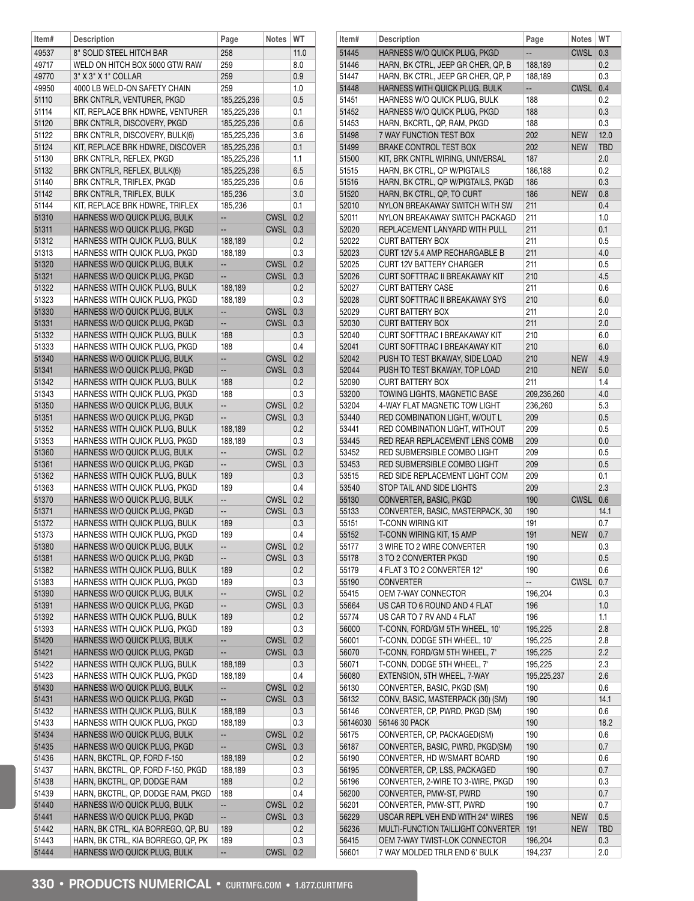| Item# | Description | Page | Notes | WT |
|---|---|---|---|---|
| 49537 | 8" SOLID STEEL HITCH BAR | 258 | | 11.0 |
| 49717 | WELD ON HITCH BOX 5000 GTW RAW | 259 | | 8.0 |
| 49770 | 3" X 3" X 1" COLLAR | 259 | | 0.9 |
| 49950 | 4000 LB WELD-ON SAFETY CHAIN | 259 | | 1.0 |
| 51110 | BRK CNTRLR, VENTURER, PKGD | 185,225,236 | | 0.5 |
| 51114 | KIT, REPLACE BRK HDWRE, VENTURER | 185,225,236 | | 0.1 |
| 51120 | BRK CNTRLR, DISCOVERY, PKGD | 185,225,236 | | 0.6 |
| 51122 | BRK CNTRLR, DISCOVERY, BULK(6) | 185,225,236 | | 3.6 |
| 51124 | KIT, REPLACE BRK HDWRE, DISCOVER | 185,225,236 | | 0.1 |
| 51130 | BRK CNTRLR, REFLEX, PKGD | 185,225,236 | | 1.1 |
| 51132 | BRK CNTRLR, REFLEX, BULK(6) | 185,225,236 | | 6.5 |
| 51140 | BRK CNTRLR, TRIFLEX, PKGD | 185,225,236 | | 0.6 |
| 51142 | BRK CNTRLR, TRIFLEX, BULK | 185,236 | | 3.0 |
| 51144 | KIT, REPLACE BRK HDWRE, TRIFLEX | 185,236 | | 0.1 |
| 51310 | HARNESS W/O QUICK PLUG, BULK | -- | CWSL | 0.2 |
| 51311 | HARNESS W/O QUICK PLUG, PKGD | -- | CWSL | 0.3 |
| 51312 | HARNESS WITH QUICK PLUG, BULK | 188,189 | | 0.2 |
| 51313 | HARNESS WITH QUICK PLUG, PKGD | 188,189 | | 0.3 |
| 51320 | HARNESS W/O QUICK PLUG, BULK | -- | CWSL | 0.2 |
| 51321 | HARNESS W/O QUICK PLUG, PKGD | -- | CWSL | 0.3 |
| 51322 | HARNESS WITH QUICK PLUG, BULK | 188,189 | | 0.2 |
| 51323 | HARNESS WITH QUICK PLUG, PKGD | 188,189 | | 0.3 |
| 51330 | HARNESS W/O QUICK PLUG, BULK | -- | CWSL | 0.3 |
| 51331 | HARNESS W/O QUICK PLUG, PKGD | -- | CWSL | 0.3 |
| 51332 | HARNESS WITH QUICK PLUG, BULK | 188 | | 0.3 |
| 51333 | HARNESS WITH QUICK PLUG, PKGD | 188 | | 0.4 |
| 51340 | HARNESS W/O QUICK PLUG, BULK | -- | CWSL | 0.2 |
| 51341 | HARNESS W/O QUICK PLUG, PKGD | -- | CWSL | 0.3 |
| 51342 | HARNESS WITH QUICK PLUG, BULK | 188 | | 0.2 |
| 51343 | HARNESS WITH QUICK PLUG, PKGD | 188 | | 0.3 |
| 51350 | HARNESS W/O QUICK PLUG, BULK | -- | CWSL | 0.2 |
| 51351 | HARNESS W/O QUICK PLUG, PKGD | -- | CWSL | 0.3 |
| 51352 | HARNESS WITH QUICK PLUG, BULK | 188,189 | | 0.2 |
| 51353 | HARNESS WITH QUICK PLUG, PKGD | 188,189 | | 0.3 |
| 51360 | HARNESS W/O QUICK PLUG, BULK | -- | CWSL | 0.2 |
| 51361 | HARNESS W/O QUICK PLUG, PKGD | -- | CWSL | 0.3 |
| 51362 | HARNESS WITH QUICK PLUG, BULK | 189 | | 0.3 |
| 51363 | HARNESS WITH QUICK PLUG, PKGD | 189 | | 0.4 |
| 51370 | HARNESS W/O QUICK PLUG, BULK | -- | CWSL | 0.2 |
| 51371 | HARNESS W/O QUICK PLUG, PKGD | -- | CWSL | 0.3 |
| 51372 | HARNESS WITH QUICK PLUG, BULK | 189 | | 0.3 |
| 51373 | HARNESS WITH QUICK PLUG, PKGD | 189 | | 0.4 |
| 51380 | HARNESS W/O QUICK PLUG, BULK | -- | CWSL | 0.2 |
| 51381 | HARNESS W/O QUICK PLUG, PKGD | -- | CWSL | 0.3 |
| 51382 | HARNESS WITH QUICK PLUG, BULK | 189 | | 0.2 |
| 51383 | HARNESS WITH QUICK PLUG, PKGD | 189 | | 0.3 |
| 51390 | HARNESS W/O QUICK PLUG, BULK | -- | CWSL | 0.2 |
| 51391 | HARNESS W/O QUICK PLUG, PKGD | -- | CWSL | 0.3 |
| 51392 | HARNESS WITH QUICK PLUG, BULK | 189 | | 0.2 |
| 51393 | HARNESS WITH QUICK PLUG, PKGD | 189 | | 0.3 |
| 51420 | HARNESS W/O QUICK PLUG, BULK | -- | CWSL | 0.2 |
| 51421 | HARNESS W/O QUICK PLUG, PKGD | -- | CWSL | 0.3 |
| 51422 | HARNESS WITH QUICK PLUG, BULK | 188,189 | | 0.3 |
| 51423 | HARNESS WITH QUICK PLUG, PKGD | 188,189 | | 0.4 |
| 51430 | HARNESS W/O QUICK PLUG, BULK | -- | CWSL | 0.2 |
| 51431 | HARNESS W/O QUICK PLUG, PKGD | -- | CWSL | 0.3 |
| 51432 | HARNESS WITH QUICK PLUG, BULK | 188,189 | | 0.3 |
| 51433 | HARNESS WITH QUICK PLUG, PKGD | 188,189 | | 0.3 |
| 51434 | HARNESS W/O QUICK PLUG, BULK | -- | CWSL | 0.2 |
| 51435 | HARNESS W/O QUICK PLUG, PKGD | -- | CWSL | 0.3 |
| 51436 | HARN, BKCTRL, QP, FORD F-150 | 188,189 | | 0.2 |
| 51437 | HARN, BKCTRL, QP, FORD F-150, PKGD | 188,189 | | 0.3 |
| 51438 | HARN, BKCTRL, QP, DODGE RAM | 188 | | 0.2 |
| 51439 | HARN, BKCTRL, QP, DODGE RAM, PKGD | 188 | | 0.4 |
| 51440 | HARNESS W/O QUICK PLUG, BULK | -- | CWSL | 0.2 |
| 51441 | HARNESS W/O QUICK PLUG, PKGD | -- | CWSL | 0.3 |
| 51442 | HARN, BK CTRL, KIA BORREGO, QP, BU | 189 | | 0.2 |
| 51443 | HARN, BK CTRL, KIA BORREGO, QP, PK | 189 | | 0.3 |
| 51444 | HARNESS W/O QUICK PLUG, BULK | -- | CWSL | 0.2 |
| 51445 | HARNESS W/O QUICK PLUG, PKGD | -- | CWSL | 0.3 |
| 51446 | HARN, BK CTRL, JEEP GR CHER, QP, B | 188,189 | | 0.2 |
| 51447 | HARN, BK CTRL, JEEP GR CHER, QP, P | 188,189 | | 0.3 |
| 51448 | HARNESS WITH QUICK PLUG, BULK | -- | CWSL | 0.4 |
| 51451 | HARNESS W/O QUICK PLUG, BULK | 188 | | 0.2 |
| 51452 | HARNESS W/O QUICK PLUG, PKGD | 188 | | 0.3 |
| 51453 | HARN, BKCRTL, QP, RAM, PKGD | 188 | | 0.3 |
| 51498 | 7 WAY FUNCTION TEST BOX | 202 | NEW | 12.0 |
| 51499 | BRAKE CONTROL TEST BOX | 202 | NEW | TBD |
| 51500 | KIT, BRK CNTRL WIRING, UNIVERSAL | 187 | | 2.0 |
| 51515 | HARN, BK CTRL, QP W/PIGTAILS | 186,188 | | 0.2 |
| 51516 | HARN, BK CTRL, QP W/PIGTAILS, PKGD | 186 | | 0.3 |
| 51520 | HARN, BK CTRL, QP, TO CURT | 186 | NEW | 0.8 |
| 52010 | NYLON BREAKAWAY SWITCH WITH SW | 211 | | 0.4 |
| 52011 | NYLON BREAKAWAY SWITCH PACKAGD | 211 | | 1.0 |
| 52020 | REPLACEMENT LANYARD WITH PULL | 211 | | 0.1 |
| 52022 | CURT BATTERY BOX | 211 | | 0.5 |
| 52023 | CURT 12V 5.4 AMP RECHARGABLE B | 211 | | 4.0 |
| 52025 | CURT 12V BATTERY CHARGER | 211 | | 0.5 |
| 52026 | CURT SOFTTRAC II BREAKAWAY KIT | 210 | | 4.5 |
| 52027 | CURT BATTERY CASE | 211 | | 0.6 |
| 52028 | CURT SOFTTRAC II BREAKAWAY SYS | 210 | | 6.0 |
| 52029 | CURT BATTERY BOX | 211 | | 2.0 |
| 52030 | CURT BATTERY BOX | 211 | | 2.0 |
| 52040 | CURT SOFTTRAC I BREAKAWAY KIT | 210 | | 6.0 |
| 52041 | CURT SOFTTRAC I BREAKAWAY KIT | 210 | | 6.0 |
| 52042 | PUSH TO TEST BKAWAY, SIDE LOAD | 210 | NEW | 4.9 |
| 52044 | PUSH TO TEST BKAWAY, TOP LOAD | 210 | NEW | 5.0 |
| 52090 | CURT BATTERY BOX | 211 | | 1.4 |
| 53200 | TOWING LIGHTS, MAGNETIC BASE | 209,236,260 | | 4.0 |
| 53204 | 4-WAY FLAT MAGNETIC TOW LIGHT | 236,260 | | 5.3 |
| 53440 | RED COMBINATION LIGHT, W/OUT L | 209 | | 0.5 |
| 53441 | RED COMBINATION LIGHT, WITHOUT | 209 | | 0.5 |
| 53445 | RED REAR REPLACEMENT LENS COMB | 209 | | 0.0 |
| 53452 | RED SUBMERSIBLE COMBO LIGHT | 209 | | 0.5 |
| 53453 | RED SUBMERSIBLE COMBO LIGHT | 209 | | 0.5 |
| 53515 | RED SIDE REPLACEMENT LIGHT COM | 209 | | 0.1 |
| 53540 | STOP TAIL AND SIDE LIGHTS | 209 | | 2.3 |
| 55130 | CONVERTER, BASIC, PKGD | 190 | CWSL | 0.6 |
| 55133 | CONVERTER, BASIC, MASTERPACK, 30 | 190 | | 14.1 |
| 55151 | T-CONN WIRING KIT | 191 | | 0.7 |
| 55152 | T-CONN WIRING KIT, 15 AMP | 191 | NEW | 0.7 |
| 55177 | 3 WIRE TO 2 WIRE CONVERTER | 190 | | 0.3 |
| 55178 | 3 TO 2 CONVERTER PKGD | 190 | | 0.5 |
| 55179 | 4 FLAT 3 TO 2 CONVERTER 12" | 190 | | 0.6 |
| 55190 | CONVERTER | -- | CWSL | 0.7 |
| 55415 | OEM 7-WAY CONNECTOR | 196,204 | | 0.3 |
| 55664 | US CAR TO 6 ROUND AND 4 FLAT | 196 | | 1.0 |
| 55774 | US CAR TO 7 RV AND 4 FLAT | 196 | | 1.1 |
| 56000 | T-CONN, FORD/GM 5TH WHEEL, 10' | 195,225 | | 2.8 |
| 56001 | T-CONN, DODGE 5TH WHEEL, 10' | 195,225 | | 2.8 |
| 56070 | T-CONN, FORD/GM 5TH WHEEL, 7' | 195,225 | | 2.2 |
| 56071 | T-CONN, DODGE 5TH WHEEL, 7' | 195,225 | | 2.3 |
| 56080 | EXTENSION, 5TH WHEEL, 7-WAY | 195,225,237 | | 2.6 |
| 56130 | CONVERTER, BASIC, PKGD (SM) | 190 | | 0.6 |
| 56132 | CONV, BASIC, MASTERPACK (30) (SM) | 190 | | 14.1 |
| 56146 | CONVERTER, CP, PWRD, PKGD (SM) | 190 | | 0.6 |
| 56146030 | 56146 30 PACK | 190 | | 18.2 |
| 56175 | CONVERTER, CP, PACKAGED(SM) | 190 | | 0.6 |
| 56187 | CONVERTER, BASIC, PWRD, PKGD(SM) | 190 | | 0.7 |
| 56190 | CONVERTER, HD W/SMART BOARD | 190 | | 0.6 |
| 56195 | CONVERTER, CP, LSS, PACKAGED | 190 | | 0.7 |
| 56196 | CONVERTER, 2-WIRE TO 3-WIRE, PKGD | 190 | | 0.3 |
| 56200 | CONVERTER, PMW-ST, PWRD | 190 | | 0.7 |
| 56201 | CONVERTER, PMW-STT, PWRD | 190 | | 0.7 |
| 56229 | USCAR REPL VEH END WITH 24" WIRES | 196 | NEW | 0.5 |
| 56236 | MULTI-FUNCTION TAILLIGHT CONVERTER | 191 | NEW | TBD |
| 56415 | OEM 7-WAY TWIST-LOK CONNECTOR | 196,204 | | 0.3 |
| 56601 | 7 WAY MOLDED TRLR END 6' BULK | 194,237 | | 2.0 |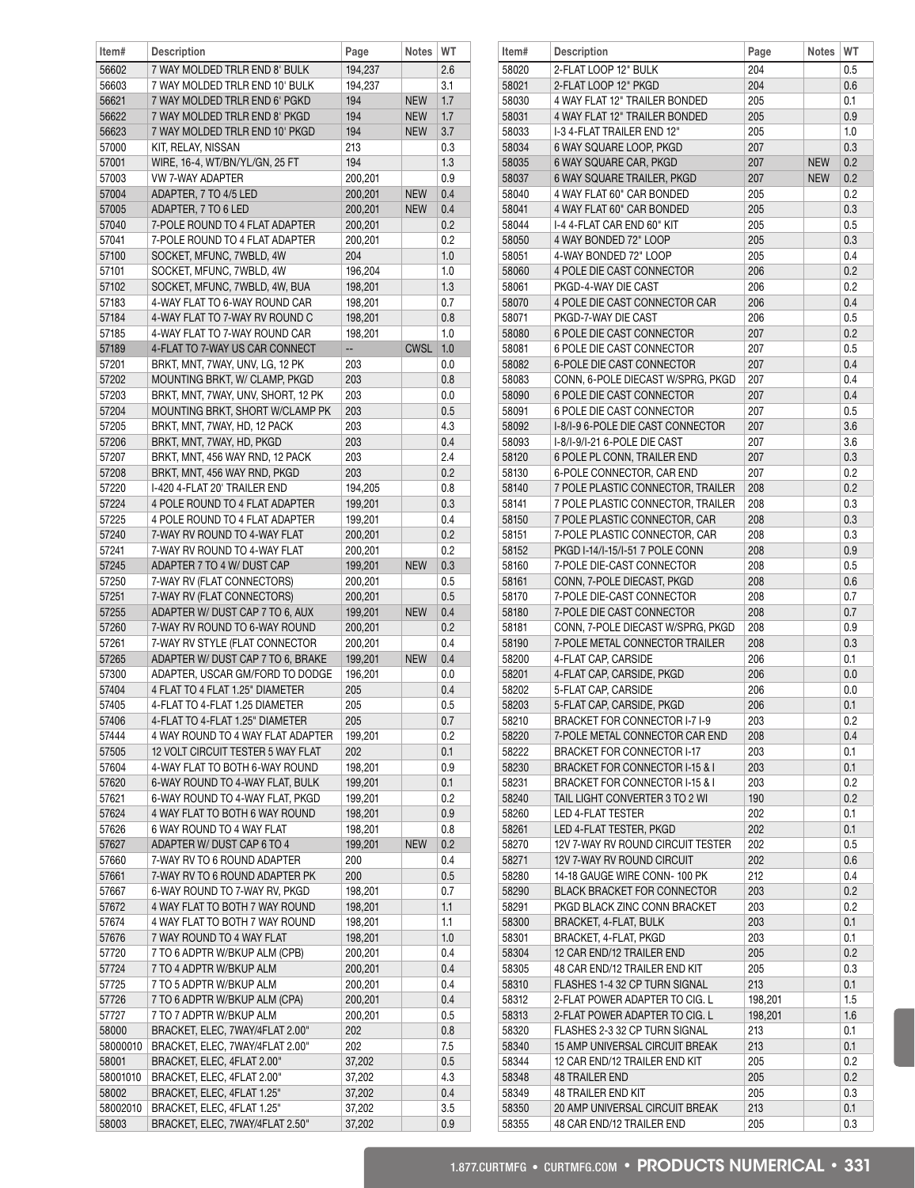| Item# | Description | Page | Notes | WT |
|---|---|---|---|---|
| 56602 | 7 WAY MOLDED TRLR END 8' BULK | 194,237 | | 2.6 |
| 56603 | 7 WAY MOLDED TRLR END 10' BULK | 194,237 | | 3.1 |
| 56621 | 7 WAY MOLDED TRLR END 6' PGKD | 194 | NEW | 1.7 |
| 56622 | 7 WAY MOLDED TRLR END 8' PKGD | 194 | NEW | 1.7 |
| 56623 | 7 WAY MOLDED TRLR END 10' PKGD | 194 | NEW | 3.7 |
| 57000 | KIT, RELAY, NISSAN | 213 | | 0.3 |
| 57001 | WIRE, 16-4, WT/BN/YL/GN, 25 FT | 194 | | 1.3 |
| 57003 | VW 7-WAY ADAPTER | 200,201 | | 0.9 |
| 57004 | ADAPTER, 7 TO 4/5 LED | 200,201 | NEW | 0.4 |
| 57005 | ADAPTER, 7 TO 6 LED | 200,201 | NEW | 0.4 |
| 57040 | 7-POLE ROUND TO 4 FLAT ADAPTER | 200,201 | | 0.2 |
| 57041 | 7-POLE ROUND TO 4 FLAT ADAPTER | 200,201 | | 0.2 |
| 57100 | SOCKET, MFUNC, 7WBLD, 4W | 204 | | 1.0 |
| 57101 | SOCKET, MFUNC, 7WBLD, 4W | 196,204 | | 1.0 |
| 57102 | SOCKET, MFUNC, 7WBLD, 4W, BUA | 198,201 | | 1.3 |
| 57183 | 4-WAY FLAT TO 6-WAY ROUND CAR | 198,201 | | 0.7 |
| 57184 | 4-WAY FLAT TO 7-WAY RV ROUND C | 198,201 | | 0.8 |
| 57185 | 4-WAY FLAT TO 7-WAY ROUND CAR | 198,201 | | 1.0 |
| 57189 | 4-FLAT TO 7-WAY US CAR CONNECT | -- | CWSL | 1.0 |
| 57201 | BRKT, MNT, 7WAY, UNV, LG, 12 PK | 203 | | 0.0 |
| 57202 | MOUNTING BRKT, W/ CLAMP, PKGD | 203 | | 0.8 |
| 57203 | BRKT, MNT, 7WAY, UNV, SHORT, 12 PK | 203 | | 0.0 |
| 57204 | MOUNTING BRKT, SHORT W/CLAMP PK | 203 | | 0.5 |
| 57205 | BRKT, MNT, 7WAY, HD, 12 PACK | 203 | | 4.3 |
| 57206 | BRKT, MNT, 7WAY, HD, PKGD | 203 | | 0.4 |
| 57207 | BRKT, MNT, 456 WAY RND, 12 PACK | 203 | | 2.4 |
| 57208 | BRKT, MNT, 456 WAY RND, PKGD | 203 | | 0.2 |
| 57220 | I-420 4-FLAT 20' TRAILER END | 194,205 | | 0.8 |
| 57224 | 4 POLE ROUND TO 4 FLAT ADAPTER | 199,201 | | 0.3 |
| 57225 | 4 POLE ROUND TO 4 FLAT ADAPTER | 199,201 | | 0.4 |
| 57240 | 7-WAY RV ROUND TO 4-WAY FLAT | 200,201 | | 0.2 |
| 57241 | 7-WAY RV ROUND TO 4-WAY FLAT | 200,201 | | 0.2 |
| 57245 | ADAPTER 7 TO 4 W/ DUST CAP | 199,201 | NEW | 0.3 |
| 57250 | 7-WAY RV (FLAT CONNECTORS) | 200,201 | | 0.5 |
| 57251 | 7-WAY RV (FLAT CONNECTORS) | 200,201 | | 0.5 |
| 57255 | ADAPTER W/ DUST CAP 7 TO 6, AUX | 199,201 | NEW | 0.4 |
| 57260 | 7-WAY RV ROUND TO 6-WAY ROUND | 200,201 | | 0.2 |
| 57261 | 7-WAY RV STYLE (FLAT CONNECTOR | 200,201 | | 0.4 |
| 57265 | ADAPTER W/ DUST CAP 7 TO 6, BRAKE | 199,201 | NEW | 0.4 |
| 57300 | ADAPTER, USCAR GM/FORD TO DODGE | 196,201 | | 0.0 |
| 57404 | 4 FLAT TO 4 FLAT 1.25" DIAMETER | 205 | | 0.4 |
| 57405 | 4-FLAT TO 4-FLAT 1.25 DIAMETER | 205 | | 0.5 |
| 57406 | 4-FLAT TO 4-FLAT 1.25" DIAMETER | 205 | | 0.7 |
| 57444 | 4 WAY ROUND TO 4 WAY FLAT ADAPTER | 199,201 | | 0.2 |
| 57505 | 12 VOLT CIRCUIT TESTER 5 WAY FLAT | 202 | | 0.1 |
| 57604 | 4-WAY FLAT TO BOTH 6-WAY ROUND | 198,201 | | 0.9 |
| 57620 | 6-WAY ROUND TO 4-WAY FLAT, BULK | 199,201 | | 0.1 |
| 57621 | 6-WAY ROUND TO 4-WAY FLAT, PKGD | 199,201 | | 0.2 |
| 57624 | 4 WAY FLAT TO BOTH 6 WAY ROUND | 198,201 | | 0.9 |
| 57626 | 6 WAY ROUND TO 4 WAY FLAT | 198,201 | | 0.8 |
| 57627 | ADAPTER W/ DUST CAP 6 TO 4 | 199,201 | NEW | 0.2 |
| 57660 | 7-WAY RV TO 6 ROUND ADAPTER | 200 | | 0.4 |
| 57661 | 7-WAY RV TO 6 ROUND ADAPTER PK | 200 | | 0.5 |
| 57667 | 6-WAY ROUND TO 7-WAY RV, PKGD | 198,201 | | 0.7 |
| 57672 | 4 WAY FLAT TO BOTH 7 WAY ROUND | 198,201 | | 1.1 |
| 57674 | 4 WAY FLAT TO BOTH 7 WAY ROUND | 198,201 | | 1.1 |
| 57676 | 7 WAY ROUND TO 4 WAY FLAT | 198,201 | | 1.0 |
| 57720 | 7 TO 6 ADPTR W/BKUP ALM (CPB) | 200,201 | | 0.4 |
| 57724 | 7 TO 4 ADPTR W/BKUP ALM | 200,201 | | 0.4 |
| 57725 | 7 TO 5 ADPTR W/BKUP ALM | 200,201 | | 0.4 |
| 57726 | 7 TO 6 ADPTR W/BKUP ALM (CPA) | 200,201 | | 0.4 |
| 57727 | 7 TO 7 ADPTR W/BKUP ALM | 200,201 | | 0.5 |
| 58000 | BRACKET, ELEC, 7WAY/4FLAT 2.00" | 202 | | 0.8 |
| 58000010 | BRACKET, ELEC, 7WAY/4FLAT 2.00" | 202 | | 7.5 |
| 58001 | BRACKET, ELEC, 4FLAT 2.00" | 37,202 | | 0.5 |
| 58001010 | BRACKET, ELEC, 4FLAT 2.00" | 37,202 | | 4.3 |
| 58002 | BRACKET, ELEC, 4FLAT 1.25" | 37,202 | | 0.4 |
| 58002010 | BRACKET, ELEC, 4FLAT 1.25" | 37,202 | | 3.5 |
| 58003 | BRACKET, ELEC, 7WAY/4FLAT 2.50" | 37,202 | | 0.9 |
| 58020 | 2-FLAT LOOP 12" BULK | 204 | | 0.5 |
| 58021 | 2-FLAT LOOP 12" PKGD | 204 | | 0.6 |
| 58030 | 4 WAY FLAT 12" TRAILER BONDED | 205 | | 0.1 |
| 58031 | 4 WAY FLAT 12" TRAILER BONDED | 205 | | 0.9 |
| 58033 | I-3 4-FLAT TRAILER END 12" | 205 | | 1.0 |
| 58034 | 6 WAY SQUARE LOOP, PKGD | 207 | | 0.3 |
| 58035 | 6 WAY SQUARE CAR, PKGD | 207 | NEW | 0.2 |
| 58037 | 6 WAY SQUARE TRAILER, PKGD | 207 | NEW | 0.2 |
| 58040 | 4 WAY FLAT 60" CAR BONDED | 205 | | 0.2 |
| 58041 | 4 WAY FLAT 60" CAR BONDED | 205 | | 0.3 |
| 58044 | I-4 4-FLAT CAR END 60" KIT | 205 | | 0.5 |
| 58050 | 4 WAY BONDED 72" LOOP | 205 | | 0.3 |
| 58051 | 4-WAY BONDED 72" LOOP | 205 | | 0.4 |
| 58060 | 4 POLE DIE CAST CONNECTOR | 206 | | 0.2 |
| 58061 | PKGD-4-WAY DIE CAST | 206 | | 0.2 |
| 58070 | 4 POLE DIE CAST CONNECTOR CAR | 206 | | 0.4 |
| 58071 | PKGD-7-WAY DIE CAST | 206 | | 0.5 |
| 58080 | 6 POLE DIE CAST CONNECTOR | 207 | | 0.2 |
| 58081 | 6 POLE DIE CAST CONNECTOR | 207 | | 0.5 |
| 58082 | 6-POLE DIE CAST CONNECTOR | 207 | | 0.4 |
| 58083 | CONN, 6-POLE DIECAST W/SPRG, PKGD | 207 | | 0.4 |
| 58090 | 6 POLE DIE CAST CONNECTOR | 207 | | 0.4 |
| 58091 | 6 POLE DIE CAST CONNECTOR | 207 | | 0.5 |
| 58092 | I-8/I-9 6-POLE DIE CAST CONNECTOR | 207 | | 3.6 |
| 58093 | I-8/I-9/I-21 6-POLE DIE CAST | 207 | | 3.6 |
| 58120 | 6 POLE PL CONN, TRAILER END | 207 | | 0.3 |
| 58130 | 6-POLE CONNECTOR, CAR END | 207 | | 0.2 |
| 58140 | 7 POLE PLASTIC CONNECTOR, TRAILER | 208 | | 0.2 |
| 58141 | 7 POLE PLASTIC CONNECTOR, TRAILER | 208 | | 0.3 |
| 58150 | 7 POLE PLASTIC CONNECTOR, CAR | 208 | | 0.3 |
| 58151 | 7-POLE PLASTIC CONNECTOR, CAR | 208 | | 0.3 |
| 58152 | PKGD I-14/I-15/I-51 7 POLE CONN | 208 | | 0.9 |
| 58160 | 7-POLE DIE-CAST CONNECTOR | 208 | | 0.5 |
| 58161 | CONN, 7-POLE DIECAST, PKGD | 208 | | 0.6 |
| 58170 | 7-POLE DIE-CAST CONNECTOR | 208 | | 0.7 |
| 58180 | 7-POLE DIE CAST CONNECTOR | 208 | | 0.7 |
| 58181 | CONN, 7-POLE DIECAST W/SPRG, PKGD | 208 | | 0.9 |
| 58190 | 7-POLE METAL CONNECTOR TRAILER | 208 | | 0.3 |
| 58200 | 4-FLAT CAP, CARSIDE | 206 | | 0.1 |
| 58201 | 4-FLAT CAP, CARSIDE, PKGD | 206 | | 0.0 |
| 58202 | 5-FLAT CAP, CARSIDE | 206 | | 0.0 |
| 58203 | 5-FLAT CAP, CARSIDE, PKGD | 206 | | 0.1 |
| 58210 | BRACKET FOR CONNECTOR I-7 I-9 | 203 | | 0.2 |
| 58220 | 7-POLE METAL CONNECTOR CAR END | 208 | | 0.4 |
| 58222 | BRACKET FOR CONNECTOR I-17 | 203 | | 0.1 |
| 58230 | BRACKET FOR CONNECTOR I-15 & I | 203 | | 0.1 |
| 58231 | BRACKET FOR CONNECTOR I-15 & I | 203 | | 0.2 |
| 58240 | TAIL LIGHT CONVERTER 3 TO 2 WI | 190 | | 0.2 |
| 58260 | LED 4-FLAT TESTER | 202 | | 0.1 |
| 58261 | LED 4-FLAT TESTER, PKGD | 202 | | 0.1 |
| 58270 | 12V 7-WAY RV ROUND CIRCUIT TESTER | 202 | | 0.5 |
| 58271 | 12V 7-WAY RV ROUND CIRCUIT | 202 | | 0.6 |
| 58280 | 14-18 GAUGE WIRE CONN- 100 PK | 212 | | 0.4 |
| 58290 | BLACK BRACKET FOR CONNECTOR | 203 | | 0.2 |
| 58291 | PKGD BLACK ZINC CONN BRACKET | 203 | | 0.2 |
| 58300 | BRACKET, 4-FLAT, BULK | 203 | | 0.1 |
| 58301 | BRACKET, 4-FLAT, PKGD | 203 | | 0.1 |
| 58304 | 12 CAR END/12 TRAILER END | 205 | | 0.2 |
| 58305 | 48 CAR END/12 TRAILER END KIT | 205 | | 0.3 |
| 58310 | FLASHES 1-4 32 CP TURN SIGNAL | 213 | | 0.1 |
| 58312 | 2-FLAT POWER ADAPTER TO CIG. L | 198,201 | | 1.5 |
| 58313 | 2-FLAT POWER ADAPTER TO CIG. L | 198,201 | | 1.6 |
| 58320 | FLASHES 2-3 32 CP TURN SIGNAL | 213 | | 0.1 |
| 58340 | 15 AMP UNIVERSAL CIRCUIT BREAK | 213 | | 0.1 |
| 58344 | 12 CAR END/12 TRAILER END KIT | 205 | | 0.2 |
| 58348 | 48 TRAILER END | 205 | | 0.2 |
| 58349 | 48 TRAILER END KIT | 205 | | 0.3 |
| 58350 | 20 AMP UNIVERSAL CIRCUIT BREAK | 213 | | 0.1 |
| 58355 | 48 CAR END/12 TRAILER END | 205 | | 0.3 |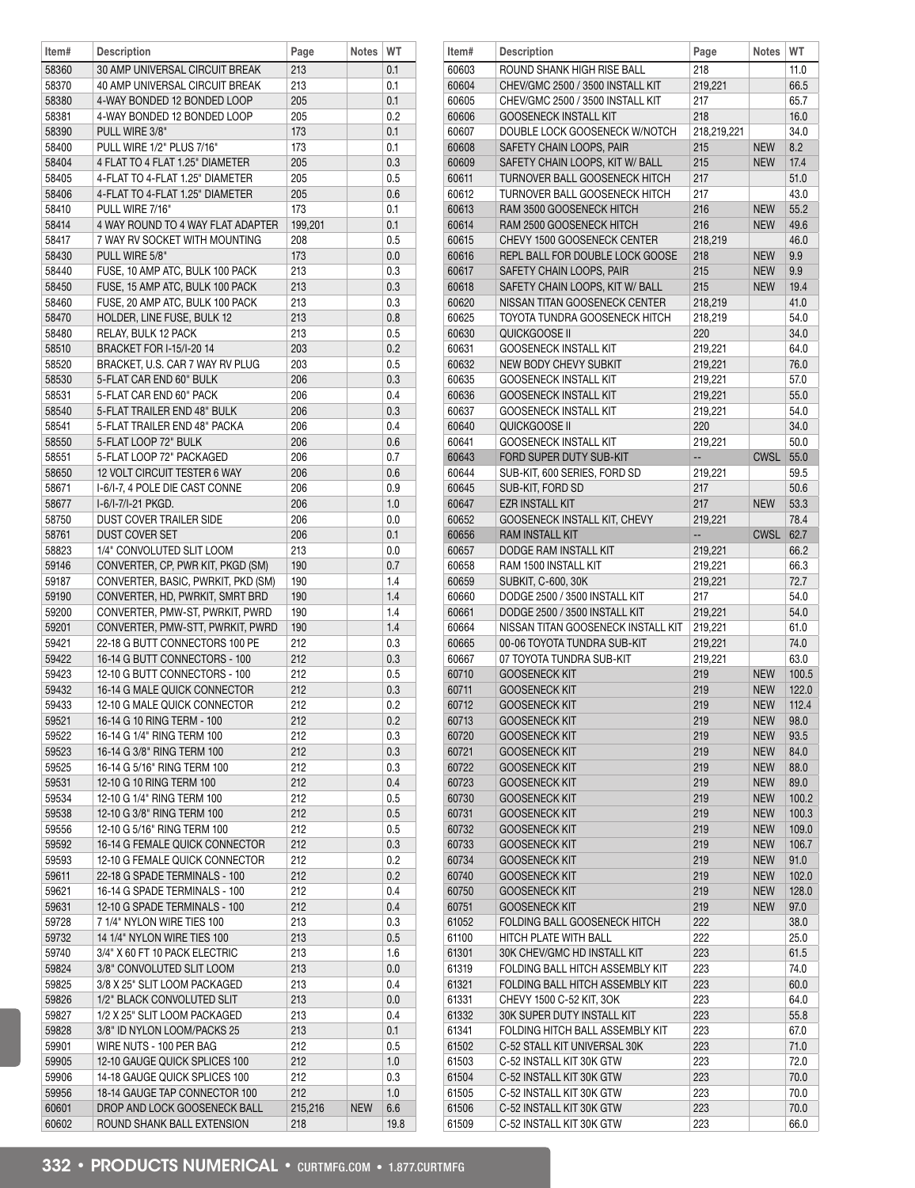| Item# | Description | Page | Notes | WT |
|---|---|---|---|---|
| 58360 | 30 AMP UNIVERSAL CIRCUIT BREAK | 213 | | 0.1 |
| 58370 | 40 AMP UNIVERSAL CIRCUIT BREAK | 213 | | 0.1 |
| 58380 | 4-WAY BONDED 12 BONDED LOOP | 205 | | 0.1 |
| 58381 | 4-WAY BONDED 12 BONDED LOOP | 205 | | 0.2 |
| 58390 | PULL WIRE 3/8" | 173 | | 0.1 |
| 58400 | PULL WIRE 1/2" PLUS 7/16" | 173 | | 0.1 |
| 58404 | 4 FLAT TO 4 FLAT 1.25" DIAMETER | 205 | | 0.3 |
| 58405 | 4-FLAT TO 4-FLAT 1.25" DIAMETER | 205 | | 0.5 |
| 58406 | 4-FLAT TO 4-FLAT 1.25" DIAMETER | 205 | | 0.6 |
| 58410 | PULL WIRE 7/16" | 173 | | 0.1 |
| 58414 | 4 WAY ROUND TO 4 WAY FLAT ADAPTER | 199,201 | | 0.1 |
| 58417 | 7 WAY RV SOCKET WITH MOUNTING | 208 | | 0.5 |
| 58430 | PULL WIRE 5/8" | 173 | | 0.0 |
| 58440 | FUSE, 10 AMP ATC, BULK 100 PACK | 213 | | 0.3 |
| 58450 | FUSE, 15 AMP ATC, BULK 100 PACK | 213 | | 0.3 |
| 58460 | FUSE, 20 AMP ATC, BULK 100 PACK | 213 | | 0.3 |
| 58470 | HOLDER, LINE FUSE, BULK 12 | 213 | | 0.8 |
| 58480 | RELAY, BULK 12 PACK | 213 | | 0.5 |
| 58510 | BRACKET FOR I-15/I-20 14 | 203 | | 0.2 |
| 58520 | BRACKET, U.S. CAR 7 WAY RV PLUG | 203 | | 0.5 |
| 58530 | 5-FLAT CAR END 60" BULK | 206 | | 0.3 |
| 58531 | 5-FLAT CAR END 60" PACK | 206 | | 0.4 |
| 58540 | 5-FLAT TRAILER END 48" BULK | 206 | | 0.3 |
| 58541 | 5-FLAT TRAILER END 48" PACKA | 206 | | 0.4 |
| 58550 | 5-FLAT LOOP 72" BULK | 206 | | 0.6 |
| 58551 | 5-FLAT LOOP 72" PACKAGED | 206 | | 0.7 |
| 58650 | 12 VOLT CIRCUIT TESTER 6 WAY | 206 | | 0.6 |
| 58671 | I-6/I-7, 4 POLE DIE CAST CONNE | 206 | | 0.9 |
| 58677 | I-6/I-7/I-21 PKGD. | 206 | | 1.0 |
| 58750 | DUST COVER TRAILER SIDE | 206 | | 0.0 |
| 58761 | DUST COVER SET | 206 | | 0.1 |
| 58823 | 1/4" CONVOLUTED SLIT LOOM | 213 | | 0.0 |
| 59146 | CONVERTER, CP, PWR KIT, PKGD (SM) | 190 | | 0.7 |
| 59187 | CONVERTER, BASIC, PWRKIT, PKD (SM) | 190 | | 1.4 |
| 59190 | CONVERTER, HD, PWRKIT, SMRT BRD | 190 | | 1.4 |
| 59200 | CONVERTER, PMW-ST, PWRKIT, PWRD | 190 | | 1.4 |
| 59201 | CONVERTER, PMW-STT, PWRKIT, PWRD | 190 | | 1.4 |
| 59421 | 22-18 G BUTT CONNECTORS 100 PE | 212 | | 0.3 |
| 59422 | 16-14 G BUTT CONNECTORS - 100 | 212 | | 0.3 |
| 59423 | 12-10 G BUTT CONNECTORS - 100 | 212 | | 0.5 |
| 59432 | 16-14 G MALE QUICK CONNECTOR | 212 | | 0.3 |
| 59433 | 12-10 G MALE QUICK CONNECTOR | 212 | | 0.2 |
| 59521 | 16-14 G 10 RING TERM - 100 | 212 | | 0.2 |
| 59522 | 16-14 G 1/4" RING TERM 100 | 212 | | 0.3 |
| 59523 | 16-14 G 3/8" RING TERM 100 | 212 | | 0.3 |
| 59525 | 16-14 G 5/16" RING TERM 100 | 212 | | 0.3 |
| 59531 | 12-10 G 10 RING TERM 100 | 212 | | 0.4 |
| 59534 | 12-10 G 1/4" RING TERM 100 | 212 | | 0.5 |
| 59538 | 12-10 G 3/8" RING TERM 100 | 212 | | 0.5 |
| 59556 | 12-10 G 5/16" RING TERM 100 | 212 | | 0.5 |
| 59592 | 16-14 G FEMALE QUICK CONNECTOR | 212 | | 0.3 |
| 59593 | 12-10 G FEMALE QUICK CONNECTOR | 212 | | 0.2 |
| 59611 | 22-18 G SPADE TERMINALS - 100 | 212 | | 0.2 |
| 59621 | 16-14 G SPADE TERMINALS - 100 | 212 | | 0.4 |
| 59631 | 12-10 G SPADE TERMINALS - 100 | 212 | | 0.4 |
| 59728 | 7 1/4" NYLON WIRE TIES 100 | 213 | | 0.3 |
| 59732 | 14 1/4" NYLON WIRE TIES 100 | 213 | | 0.5 |
| 59740 | 3/4" X 60 FT 10 PACK ELECTRIC | 213 | | 1.6 |
| 59824 | 3/8" CONVOLUTED SLIT LOOM | 213 | | 0.0 |
| 59825 | 3/8 X 25" SLIT LOOM PACKAGED | 213 | | 0.4 |
| 59826 | 1/2" BLACK CONVOLUTED SLIT | 213 | | 0.0 |
| 59827 | 1/2 X 25" SLIT LOOM PACKAGED | 213 | | 0.4 |
| 59828 | 3/8" ID NYLON LOOM/PACKS 25 | 213 | | 0.1 |
| 59901 | WIRE NUTS - 100 PER BAG | 212 | | 0.5 |
| 59905 | 12-10 GAUGE QUICK SPLICES 100 | 212 | | 1.0 |
| 59906 | 14-18 GAUGE QUICK SPLICES 100 | 212 | | 0.3 |
| 59956 | 18-14 GAUGE TAP CONNECTOR 100 | 212 | | 1.0 |
| 60601 | DROP AND LOCK GOOSENECK BALL | 215,216 | NEW | 6.6 |
| 60602 | ROUND SHANK BALL EXTENSION | 218 | | 19.8 |
| 60603 | ROUND SHANK HIGH RISE BALL | 218 | | 11.0 |
| 60604 | CHEV/GMC 2500 / 3500 INSTALL KIT | 219,221 | | 66.5 |
| 60605 | CHEV/GMC 2500 / 3500 INSTALL KIT | 217 | | 65.7 |
| 60606 | GOOSENECK INSTALL KIT | 218 | | 16.0 |
| 60607 | DOUBLE LOCK GOOSENECK W/NOTCH | 218,219,221 | | 34.0 |
| 60608 | SAFETY CHAIN LOOPS, PAIR | 215 | NEW | 8.2 |
| 60609 | SAFETY CHAIN LOOPS, KIT W/ BALL | 215 | NEW | 17.4 |
| 60611 | TURNOVER BALL GOOSENECK HITCH | 217 | | 51.0 |
| 60612 | TURNOVER BALL GOOSENECK HITCH | 217 | | 43.0 |
| 60613 | RAM 3500 GOOSENECK HITCH | 216 | NEW | 55.2 |
| 60614 | RAM 2500 GOOSENECK HITCH | 216 | NEW | 49.6 |
| 60615 | CHEVY 1500 GOOSENECK CENTER | 218,219 | | 46.0 |
| 60616 | REPL BALL FOR DOUBLE LOCK GOOSE | 218 | NEW | 9.9 |
| 60617 | SAFETY CHAIN LOOPS, PAIR | 215 | NEW | 9.9 |
| 60618 | SAFETY CHAIN LOOPS, KIT W/ BALL | 215 | NEW | 19.4 |
| 60620 | NISSAN TITAN GOOSENECK CENTER | 218,219 | | 41.0 |
| 60625 | TOYOTA TUNDRA GOOSENECK HITCH | 218,219 | | 54.0 |
| 60630 | QUICKGOOSE II | 220 | | 34.0 |
| 60631 | GOOSENECK INSTALL KIT | 219,221 | | 64.0 |
| 60632 | NEW BODY CHEVY SUBKIT | 219,221 | | 76.0 |
| 60635 | GOOSENECK INSTALL KIT | 219,221 | | 57.0 |
| 60636 | GOOSENECK INSTALL KIT | 219,221 | | 55.0 |
| 60637 | GOOSENECK INSTALL KIT | 219,221 | | 54.0 |
| 60640 | QUICKGOOSE II | 220 | | 34.0 |
| 60641 | GOOSENECK INSTALL KIT | 219,221 | | 50.0 |
| 60643 | FORD SUPER DUTY SUB-KIT | -- | CWSL | 55.0 |
| 60644 | SUB-KIT, 600 SERIES, FORD SD | 219,221 | | 59.5 |
| 60645 | SUB-KIT, FORD SD | 217 | | 50.6 |
| 60647 | EZR INSTALL KIT | 217 | NEW | 53.3 |
| 60652 | GOOSENECK INSTALL KIT, CHEVY | 219,221 | | 78.4 |
| 60656 | RAM INSTALL KIT | -- | CWSL | 62.7 |
| 60657 | DODGE RAM INSTALL KIT | 219,221 | | 66.2 |
| 60658 | RAM 1500 INSTALL KIT | 219,221 | | 66.3 |
| 60659 | SUBKIT, C-600, 30K | 219,221 | | 72.7 |
| 60660 | DODGE 2500 / 3500 INSTALL KIT | 217 | | 54.0 |
| 60661 | DODGE 2500 / 3500 INSTALL KIT | 219,221 | | 54.0 |
| 60664 | NISSAN TITAN GOOSENECK INSTALL KIT | 219,221 | | 61.0 |
| 60665 | 00-06 TOYOTA TUNDRA SUB-KIT | 219,221 | | 74.0 |
| 60667 | 07 TOYOTA TUNDRA SUB-KIT | 219,221 | | 63.0 |
| 60710 | GOOSENECK KIT | 219 | NEW | 100.5 |
| 60711 | GOOSENECK KIT | 219 | NEW | 122.0 |
| 60712 | GOOSENECK KIT | 219 | NEW | 112.4 |
| 60713 | GOOSENECK KIT | 219 | NEW | 98.0 |
| 60720 | GOOSENECK KIT | 219 | NEW | 93.5 |
| 60721 | GOOSENECK KIT | 219 | NEW | 84.0 |
| 60722 | GOOSENECK KIT | 219 | NEW | 88.0 |
| 60723 | GOOSENECK KIT | 219 | NEW | 89.0 |
| 60730 | GOOSENECK KIT | 219 | NEW | 100.2 |
| 60731 | GOOSENECK KIT | 219 | NEW | 100.3 |
| 60732 | GOOSENECK KIT | 219 | NEW | 109.0 |
| 60733 | GOOSENECK KIT | 219 | NEW | 106.7 |
| 60734 | GOOSENECK KIT | 219 | NEW | 91.0 |
| 60740 | GOOSENECK KIT | 219 | NEW | 102.0 |
| 60750 | GOOSENECK KIT | 219 | NEW | 128.0 |
| 60751 | GOOSENECK KIT | 219 | NEW | 97.0 |
| 61052 | FOLDING BALL GOOSENECK HITCH | 222 | | 38.0 |
| 61100 | HITCH PLATE WITH BALL | 222 | | 25.0 |
| 61301 | 30K CHEV/GMC HD INSTALL KIT | 223 | | 61.5 |
| 61319 | FOLDING BALL HITCH ASSEMBLY KIT | 223 | | 74.0 |
| 61321 | FOLDING BALL HITCH ASSEMBLY KIT | 223 | | 60.0 |
| 61331 | CHEVY 1500 C-52 KIT, 30K | 223 | | 64.0 |
| 61332 | 30K SUPER DUTY INSTALL KIT | 223 | | 55.8 |
| 61341 | FOLDING HITCH BALL ASSEMBLY KIT | 223 | | 67.0 |
| 61502 | C-52 STALL KIT UNIVERSAL 30K | 223 | | 71.0 |
| 61503 | C-52 INSTALL KIT 30K GTW | 223 | | 72.0 |
| 61504 | C-52 INSTALL KIT 30K GTW | 223 | | 70.0 |
| 61505 | C-52 INSTALL KIT 30K GTW | 223 | | 70.0 |
| 61506 | C-52 INSTALL KIT 30K GTW | 223 | | 70.0 |
| 61509 | C-52 INSTALL KIT 30K GTW | 223 | | 66.0 |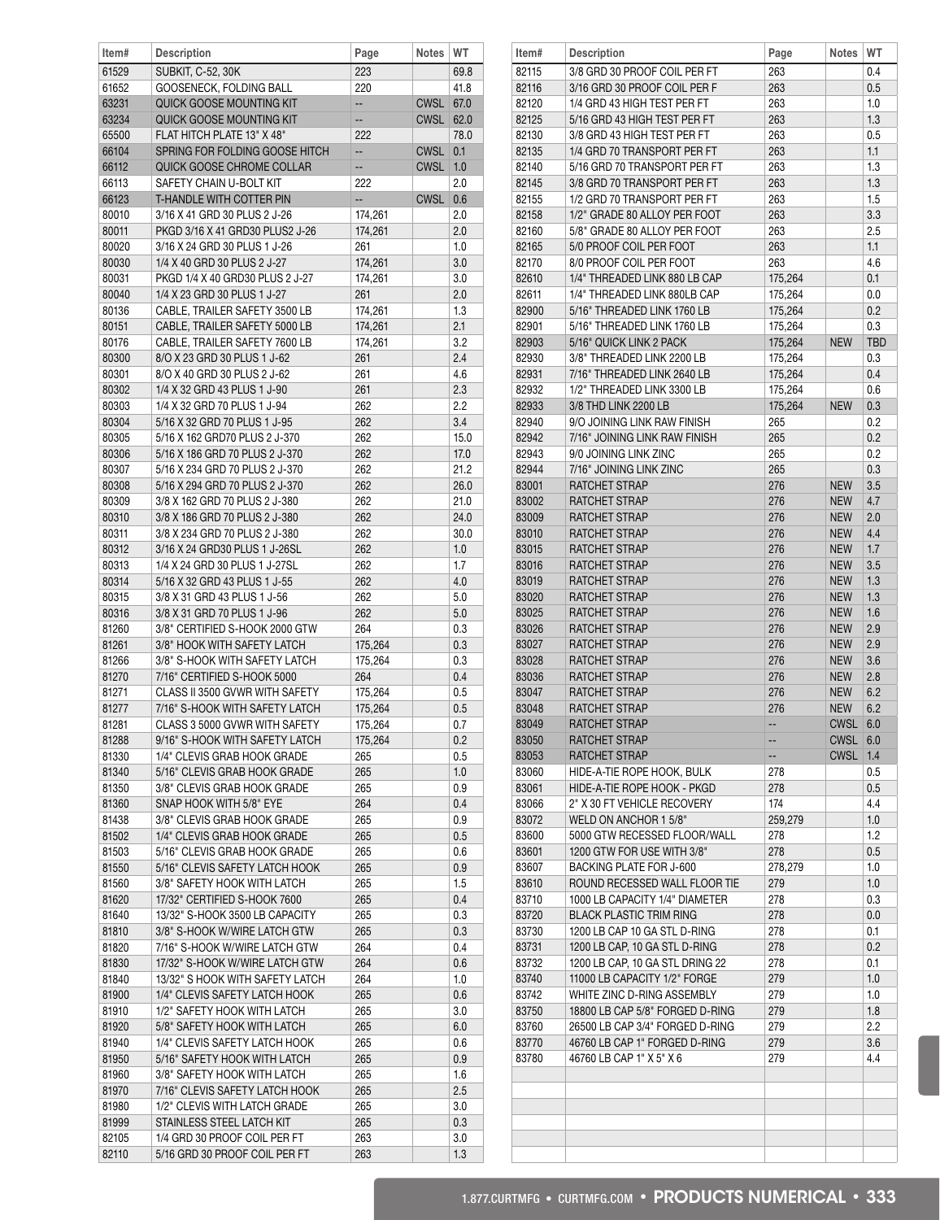| Item# | Description | Page | Notes | WT |
|---|---|---|---|---|
| 61529 | SUBKIT, C-52, 30K | 223 | | 69.8 |
| 61652 | GOOSENECK, FOLDING BALL | 220 | | 41.8 |
| 63231 | QUICK GOOSE MOUNTING KIT | -- | CWSL | 67.0 |
| 63234 | QUICK GOOSE MOUNTING KIT | -- | CWSL | 62.0 |
| 65500 | FLAT HITCH PLATE 13" X 48" | 222 | | 78.0 |
| 66104 | SPRING FOR FOLDING GOOSE HITCH | -- | CWSL | 0.1 |
| 66112 | QUICK GOOSE CHROME COLLAR | -- | CWSL | 1.0 |
| 66113 | SAFETY CHAIN U-BOLT KIT | 222 | | 2.0 |
| 66123 | T-HANDLE WITH COTTER PIN | -- | CWSL | 0.6 |
| 80010 | 3/16 X 41 GRD 30 PLUS 2 J-26 | 174,261 | | 2.0 |
| 80011 | PKGD 3/16 X 41 GRD30 PLUS2 J-26 | 174,261 | | 2.0 |
| 80020 | 3/16 X 24 GRD 30 PLUS 1 J-26 | 261 | | 1.0 |
| 80030 | 1/4 X 40 GRD 30 PLUS 2 J-27 | 174,261 | | 3.0 |
| 80031 | PKGD 1/4 X 40 GRD30 PLUS 2 J-27 | 174,261 | | 3.0 |
| 80040 | 1/4 X 23 GRD 30 PLUS 1 J-27 | 261 | | 2.0 |
| 80136 | CABLE, TRAILER SAFETY 3500 LB | 174,261 | | 1.3 |
| 80151 | CABLE, TRAILER SAFETY 5000 LB | 174,261 | | 2.1 |
| 80176 | CABLE, TRAILER SAFETY 7600 LB | 174,261 | | 3.2 |
| 80300 | 8/O X 23 GRD 30 PLUS 1 J-62 | 261 | | 2.4 |
| 80301 | 8/O X 40 GRD 30 PLUS 2 J-62 | 261 | | 4.6 |
| 80302 | 1/4 X 32 GRD 43 PLUS 1 J-90 | 261 | | 2.3 |
| 80303 | 1/4 X 32 GRD 70 PLUS 1 J-94 | 262 | | 2.2 |
| 80304 | 5/16 X 32 GRD 70 PLUS 1 J-95 | 262 | | 3.4 |
| 80305 | 5/16 X 162 GRD70 PLUS 2 J-370 | 262 | | 15.0 |
| 80306 | 5/16 X 186 GRD 70 PLUS 2 J-370 | 262 | | 17.0 |
| 80307 | 5/16 X 234 GRD 70 PLUS 2 J-370 | 262 | | 21.2 |
| 80308 | 5/16 X 294 GRD 70 PLUS 2 J-370 | 262 | | 26.0 |
| 80309 | 3/8 X 162 GRD 70 PLUS 2 J-380 | 262 | | 21.0 |
| 80310 | 3/8 X 186 GRD 70 PLUS 2 J-380 | 262 | | 24.0 |
| 80311 | 3/8 X 234 GRD 70 PLUS 2 J-380 | 262 | | 30.0 |
| 80312 | 3/16 X 24 GRD30 PLUS 1 J-26SL | 262 | | 1.0 |
| 80313 | 1/4 X 24 GRD 30 PLUS 1 J-27SL | 262 | | 1.7 |
| 80314 | 5/16 X 32 GRD 43 PLUS 1 J-55 | 262 | | 4.0 |
| 80315 | 3/8 X 31 GRD 43 PLUS 1 J-56 | 262 | | 5.0 |
| 80316 | 3/8 X 31 GRD 70 PLUS 1 J-96 | 262 | | 5.0 |
| 81260 | 3/8" CERTIFIED S-HOOK 2000 GTW | 264 | | 0.3 |
| 81261 | 3/8" HOOK WITH SAFETY LATCH | 175,264 | | 0.3 |
| 81266 | 3/8" S-HOOK WITH SAFETY LATCH | 175,264 | | 0.3 |
| 81270 | 7/16" CERTIFIED S-HOOK 5000 | 264 | | 0.4 |
| 81271 | CLASS II 3500 GVWR WITH SAFETY | 175,264 | | 0.5 |
| 81277 | 7/16" S-HOOK WITH SAFETY LATCH | 175,264 | | 0.5 |
| 81281 | CLASS 3 5000 GVWR WITH SAFETY | 175,264 | | 0.7 |
| 81288 | 9/16" S-HOOK WITH SAFETY LATCH | 175,264 | | 0.2 |
| 81330 | 1/4" CLEVIS GRAB HOOK GRADE | 265 | | 0.5 |
| 81340 | 5/16" CLEVIS GRAB HOOK GRADE | 265 | | 1.0 |
| 81350 | 3/8" CLEVIS GRAB HOOK GRADE | 265 | | 0.9 |
| 81360 | SNAP HOOK WITH 5/8" EYE | 264 | | 0.4 |
| 81438 | 3/8" CLEVIS GRAB HOOK GRADE | 265 | | 0.9 |
| 81502 | 1/4" CLEVIS GRAB HOOK GRADE | 265 | | 0.5 |
| 81503 | 5/16" CLEVIS GRAB HOOK GRADE | 265 | | 0.6 |
| 81550 | 5/16" CLEVIS SAFETY LATCH HOOK | 265 | | 0.9 |
| 81560 | 3/8" SAFETY HOOK WITH LATCH | 265 | | 1.5 |
| 81620 | 17/32" CERTIFIED S-HOOK 7600 | 265 | | 0.4 |
| 81640 | 13/32" S-HOOK 3500 LB CAPACITY | 265 | | 0.3 |
| 81810 | 3/8" S-HOOK W/WIRE LATCH GTW | 265 | | 0.3 |
| 81820 | 7/16" S-HOOK W/WIRE LATCH GTW | 264 | | 0.4 |
| 81830 | 17/32" S-HOOK W/WIRE LATCH GTW | 264 | | 0.6 |
| 81840 | 13/32" S HOOK WITH SAFETY LATCH | 264 | | 1.0 |
| 81900 | 1/4" CLEVIS SAFETY LATCH HOOK | 265 | | 0.6 |
| 81910 | 1/2" SAFETY HOOK WITH LATCH | 265 | | 3.0 |
| 81920 | 5/8" SAFETY HOOK WITH LATCH | 265 | | 6.0 |
| 81940 | 1/4" CLEVIS SAFETY LATCH HOOK | 265 | | 0.6 |
| 81950 | 5/16" SAFETY HOOK WITH LATCH | 265 | | 0.9 |
| 81960 | 3/8" SAFETY HOOK WITH LATCH | 265 | | 1.6 |
| 81970 | 7/16" CLEVIS SAFETY LATCH HOOK | 265 | | 2.5 |
| 81980 | 1/2" CLEVIS WITH LATCH GRADE | 265 | | 3.0 |
| 81999 | STAINLESS STEEL LATCH KIT | 265 | | 0.3 |
| 82105 | 1/4 GRD 30 PROOF COIL PER FT | 263 | | 3.0 |
| 82110 | 5/16 GRD 30 PROOF COIL PER FT | 263 | | 1.3 |

| Item# | Description | Page | Notes | WT |
|---|---|---|---|---|
| 82115 | 3/8 GRD 30 PROOF COIL PER FT | 263 | | 0.4 |
| 82116 | 3/16 GRD 30 PROOF COIL PER F | 263 | | 0.5 |
| 82120 | 1/4 GRD 43 HIGH TEST PER FT | 263 | | 1.0 |
| 82125 | 5/16 GRD 43 HIGH TEST PER FT | 263 | | 1.3 |
| 82130 | 3/8 GRD 43 HIGH TEST PER FT | 263 | | 0.5 |
| 82135 | 1/4 GRD 70 TRANSPORT PER FT | 263 | | 1.1 |
| 82140 | 5/16 GRD 70 TRANSPORT PER FT | 263 | | 1.3 |
| 82145 | 3/8 GRD 70 TRANSPORT PER FT | 263 | | 1.3 |
| 82155 | 1/2 GRD 70 TRANSPORT PER FT | 263 | | 1.5 |
| 82158 | 1/2" GRADE 80 ALLOY PER FOOT | 263 | | 3.3 |
| 82160 | 5/8" GRADE 80 ALLOY PER FOOT | 263 | | 2.5 |
| 82165 | 5/0 PROOF COIL PER FOOT | 263 | | 1.1 |
| 82170 | 8/0 PROOF COIL PER FOOT | 263 | | 4.6 |
| 82610 | 1/4" THREADED LINK 880 LB CAP | 175,264 | | 0.1 |
| 82611 | 1/4" THREADED LINK 880LB CAP | 175,264 | | 0.0 |
| 82900 | 5/16" THREADED LINK 1760 LB | 175,264 | | 0.2 |
| 82901 | 5/16" THREADED LINK 1760 LB | 175,264 | | 0.3 |
| 82903 | 5/16" QUICK LINK 2 PACK | 175,264 | NEW | TBD |
| 82930 | 3/8" THREADED LINK 2200 LB | 175,264 | | 0.3 |
| 82931 | 7/16" THREADED LINK 2640 LB | 175,264 | | 0.4 |
| 82932 | 1/2" THREADED LINK 3300 LB | 175,264 | | 0.6 |
| 82933 | 3/8 THD LINK 2200 LB | 175,264 | NEW | 0.3 |
| 82940 | 9/O JOINING LINK RAW FINISH | 265 | | 0.2 |
| 82942 | 7/16" JOINING LINK RAW FINISH | 265 | | 0.2 |
| 82943 | 9/0 JOINING LINK ZINC | 265 | | 0.2 |
| 82944 | 7/16" JOINING LINK ZINC | 265 | | 0.3 |
| 83001 | RATCHET STRAP | 276 | NEW | 3.5 |
| 83002 | RATCHET STRAP | 276 | NEW | 4.7 |
| 83009 | RATCHET STRAP | 276 | NEW | 2.0 |
| 83010 | RATCHET STRAP | 276 | NEW | 4.4 |
| 83015 | RATCHET STRAP | 276 | NEW | 1.7 |
| 83016 | RATCHET STRAP | 276 | NEW | 3.5 |
| 83019 | RATCHET STRAP | 276 | NEW | 1.3 |
| 83020 | RATCHET STRAP | 276 | NEW | 1.3 |
| 83025 | RATCHET STRAP | 276 | NEW | 1.6 |
| 83026 | RATCHET STRAP | 276 | NEW | 2.9 |
| 83027 | RATCHET STRAP | 276 | NEW | 2.9 |
| 83028 | RATCHET STRAP | 276 | NEW | 3.6 |
| 83036 | RATCHET STRAP | 276 | NEW | 2.8 |
| 83047 | RATCHET STRAP | 276 | NEW | 6.2 |
| 83048 | RATCHET STRAP | 276 | NEW | 6.2 |
| 83049 | RATCHET STRAP | -- | CWSL | 6.0 |
| 83050 | RATCHET STRAP | -- | CWSL | 6.0 |
| 83053 | RATCHET STRAP | -- | CWSL | 1.4 |
| 83060 | HIDE-A-TIE ROPE HOOK, BULK | 278 | | 0.5 |
| 83061 | HIDE-A-TIE ROPE HOOK - PKGD | 278 | | 0.5 |
| 83066 | 2" X 30 FT VEHICLE RECOVERY | 174 | | 4.4 |
| 83072 | WELD ON ANCHOR 1 5/8" | 259,279 | | 1.0 |
| 83600 | 5000 GTW RECESSED FLOOR/WALL | 278 | | 1.2 |
| 83601 | 1200 GTW FOR USE WITH 3/8" | 278 | | 0.5 |
| 83607 | BACKING PLATE FOR J-600 | 278,279 | | 1.0 |
| 83610 | ROUND RECESSED WALL FLOOR TIE | 279 | | 1.0 |
| 83710 | 1000 LB CAPACITY 1/4" DIAMETER | 278 | | 0.3 |
| 83720 | BLACK PLASTIC TRIM RING | 278 | | 0.0 |
| 83730 | 1200 LB CAP 10 GA STL D-RING | 278 | | 0.1 |
| 83731 | 1200 LB CAP, 10 GA STL D-RING | 278 | | 0.2 |
| 83732 | 1200 LB CAP, 10 GA STL DRING 22 | 278 | | 0.1 |
| 83740 | 11000 LB CAPACITY 1/2" FORGE | 279 | | 1.0 |
| 83742 | WHITE ZINC D-RING ASSEMBLY | 279 | | 1.0 |
| 83750 | 18800 LB CAP 5/8" FORGED D-RING | 279 | | 1.8 |
| 83760 | 26500 LB CAP 3/4" FORGED D-RING | 279 | | 2.2 |
| 83770 | 46760 LB CAP 1" FORGED D-RING | 279 | | 3.6 |
| 83780 | 46760 LB CAP 1" X 5" X 6 | 279 | | 4.4 |

1.877.CURTMFG • CURTMFG.COM • **PRODUCTS NUMERICAL**